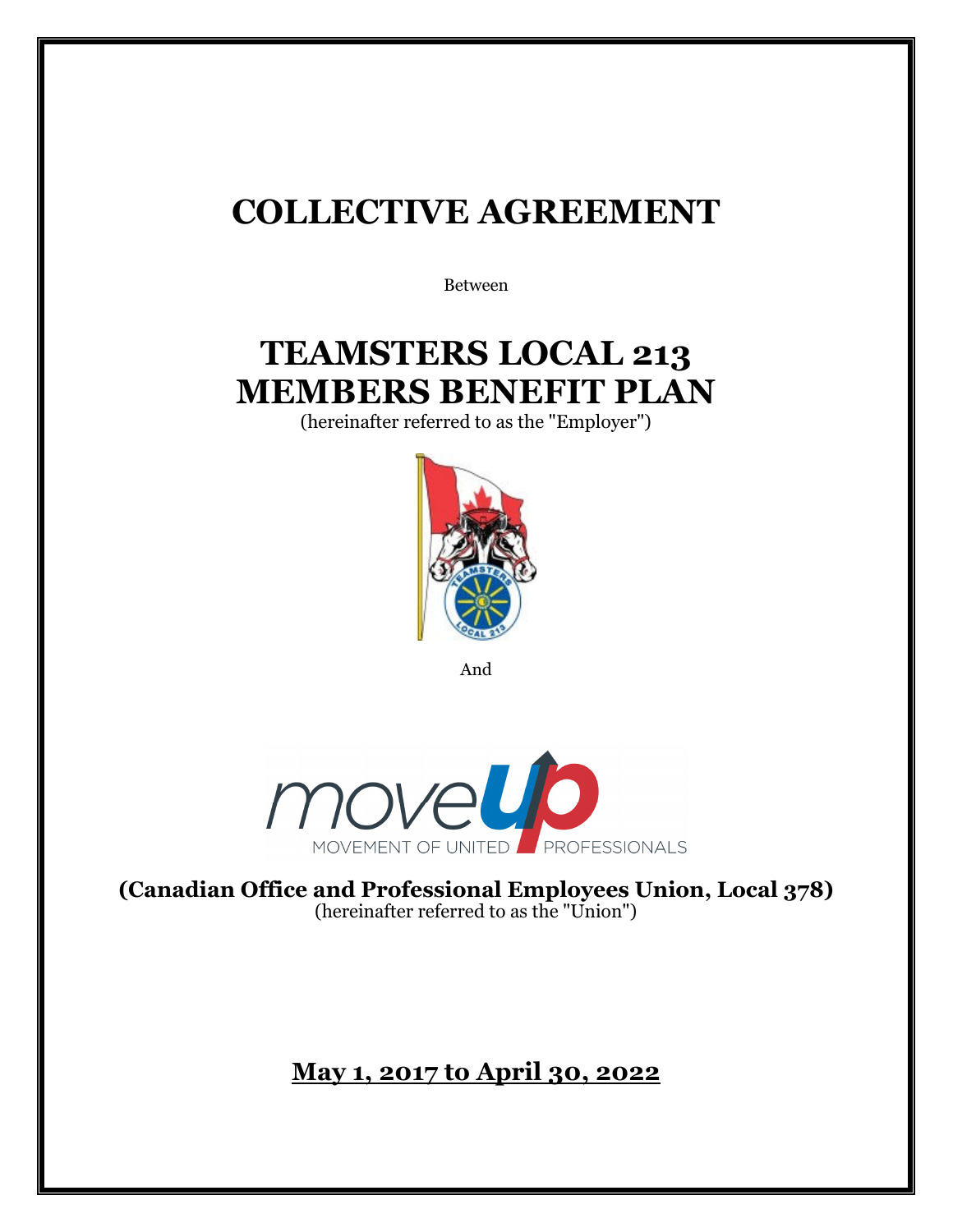# COLLECTIVE AGREEMENT

Between

# TEAMSTERS LOCAL 213 MEMBERS BENEFIT PLAN

(hereinafter referred to as the "Employer")

And

**(Canadian Office and Professional Employees Union, Local 378)**
(hereinafter referred to as the "Union")

## May 1, 2017 to April 30, 2022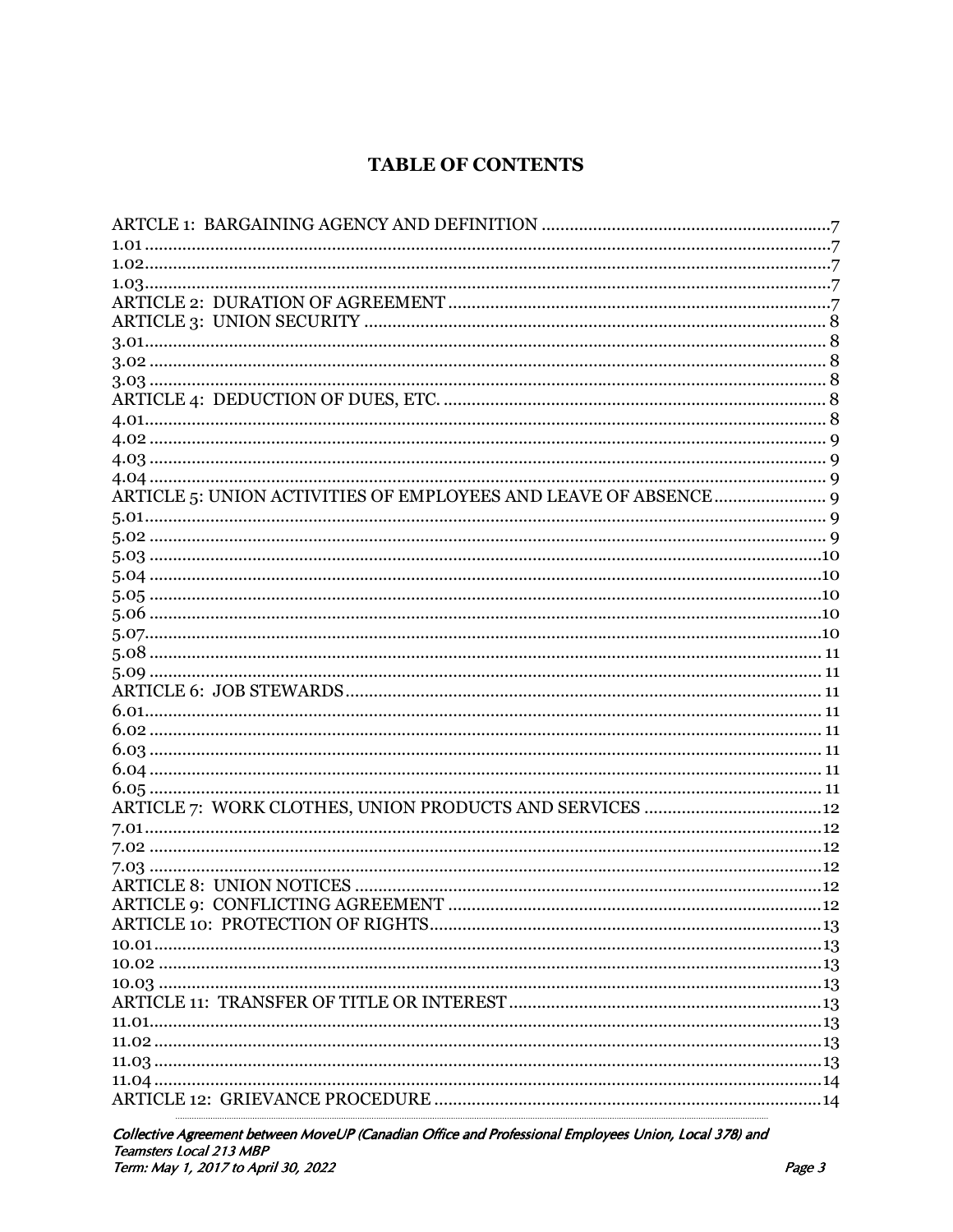# TABLE OF CONTENTS

ARTCLE 1: BARGAINING AGENCY AND DEFINITION ............................................................7
1.01 ...............................................................................................................................7
1.02...............................................................................................................................7
1.03...............................................................................................................................7
ARTICLE 2: DURATION OF AGREEMENT .........................................................................7
ARTICLE 3: UNION SECURITY ........................................................................................ 8
3.01............................................................................................................................... 8
3.02 .............................................................................................................................. 8
3.03 .............................................................................................................................. 8
ARTICLE 4: DEDUCTION OF DUES, ETC. ........................................................................ 8
4.01............................................................................................................................... 8
4.02 .............................................................................................................................. 9
4.03 .............................................................................................................................. 9
4.04 .............................................................................................................................. 9
ARTICLE 5: UNION ACTIVITIES OF EMPLOYEES AND LEAVE OF ABSENCE ........................ 9
5.01............................................................................................................................... 9
5.02 .............................................................................................................................. 9
5.03 .............................................................................................................................10
5.04 .............................................................................................................................10
5.05 .............................................................................................................................10
5.06 .............................................................................................................................10
5.07..............................................................................................................................10
5.08 ............................................................................................................................. 11
5.09 ............................................................................................................................. 11
ARTICLE 6: JOB STEWARDS............................................................................................ 11
6.01.............................................................................................................................. 11
6.02 ............................................................................................................................. 11
6.03 ............................................................................................................................. 11
6.04 ............................................................................................................................. 11
6.05 ............................................................................................................................. 11
ARTICLE 7: WORK CLOTHES, UNION PRODUCTS AND SERVICES ......................................12
7.01..............................................................................................................................12
7.02 .............................................................................................................................12
7.03 .............................................................................................................................12
ARTICLE 8: UNION NOTICES ..........................................................................................12
ARTICLE 9: CONFLICTING AGREEMENT .........................................................................12
ARTICLE 10: PROTECTION OF RIGHTS............................................................................13
10.01............................................................................................................................13
10.02 ...........................................................................................................................13
10.03 ...........................................................................................................................13
ARTICLE 11: TRANSFER OF TITLE OR INTEREST ..............................................................13
11.01............................................................................................................................13
11.02 ...........................................................................................................................13
11.03 ...........................................................................................................................13
11.04 ...........................................................................................................................14
ARTICLE 12: GRIEVANCE PROCEDURE ............................................................................14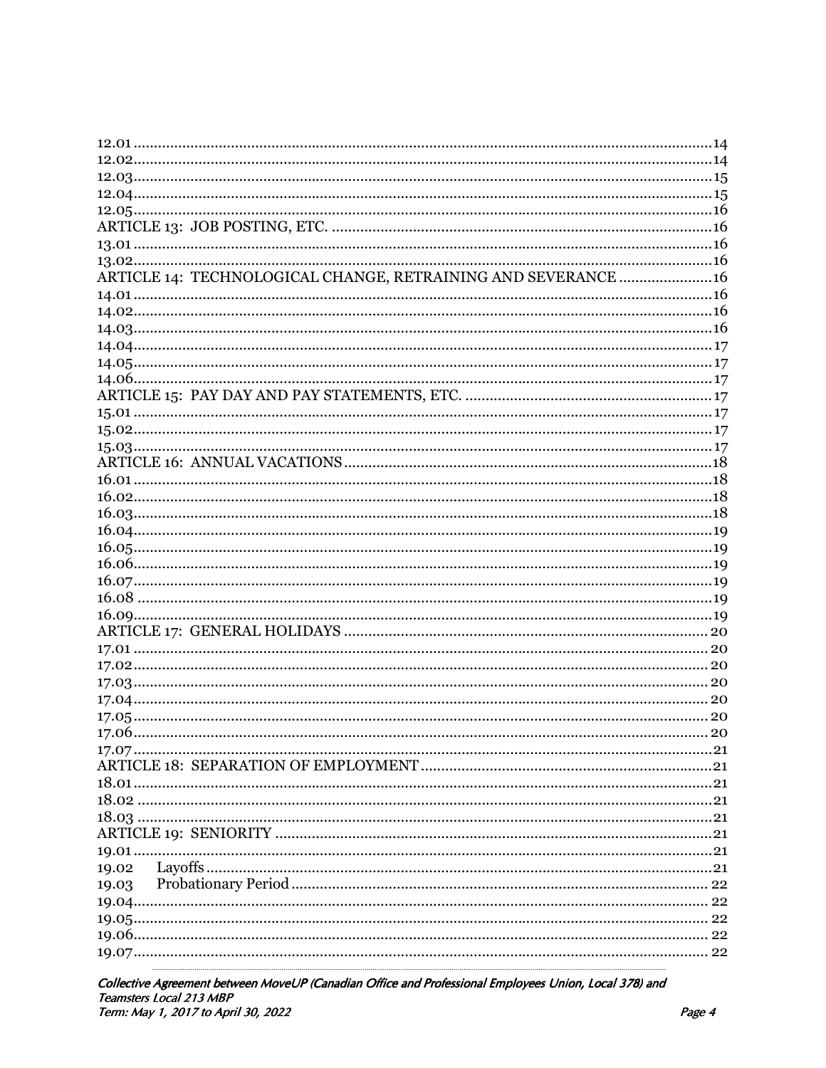12.01 ........................................................................................................................14
12.02........................................................................................................................14
12.03........................................................................................................................15
12.04........................................................................................................................15
12.05........................................................................................................................16
ARTICLE 13: JOB POSTING, ETC. ...........................................................................................16
13.01 ........................................................................................................................16
13.02........................................................................................................................16
ARTICLE 14: TECHNOLOGICAL CHANGE, RETRAINING AND SEVERANCE .......................16
14.01 ........................................................................................................................16
14.02........................................................................................................................16
14.03........................................................................................................................16
14.04........................................................................................................................17
14.05........................................................................................................................17
14.06........................................................................................................................17
ARTICLE 15: PAY DAY AND PAY STATEMENTS, ETC. .............................................................17
15.01 ........................................................................................................................17
15.02........................................................................................................................17
15.03........................................................................................................................17
ARTICLE 16: ANNUAL VACATIONS ...........................................................................................18
16.01 ........................................................................................................................18
16.02........................................................................................................................18
16.03........................................................................................................................18
16.04........................................................................................................................19
16.05........................................................................................................................19
16.06........................................................................................................................19
16.07........................................................................................................................19
16.08 ........................................................................................................................19
16.09........................................................................................................................19
ARTICLE 17: GENERAL HOLIDAYS ..........................................................................................20
17.01 ........................................................................................................................20
17.02........................................................................................................................20
17.03........................................................................................................................20
17.04........................................................................................................................20
17.05........................................................................................................................20
17.06........................................................................................................................20
17.07 ........................................................................................................................21
ARTICLE 18: SEPARATION OF EMPLOYMENT ........................................................................21
18.01 ........................................................................................................................21
18.02 ........................................................................................................................21
18.03 ........................................................................................................................21
ARTICLE 19: SENIORITY ...........................................................................................................21
19.01 ........................................................................................................................21
19.02 Layoffs ..........................................................................................................................21
19.03 Probationary Period ......................................................................................................22
19.04........................................................................................................................22
19.05........................................................................................................................22
19.06........................................................................................................................22
19.07........................................................................................................................22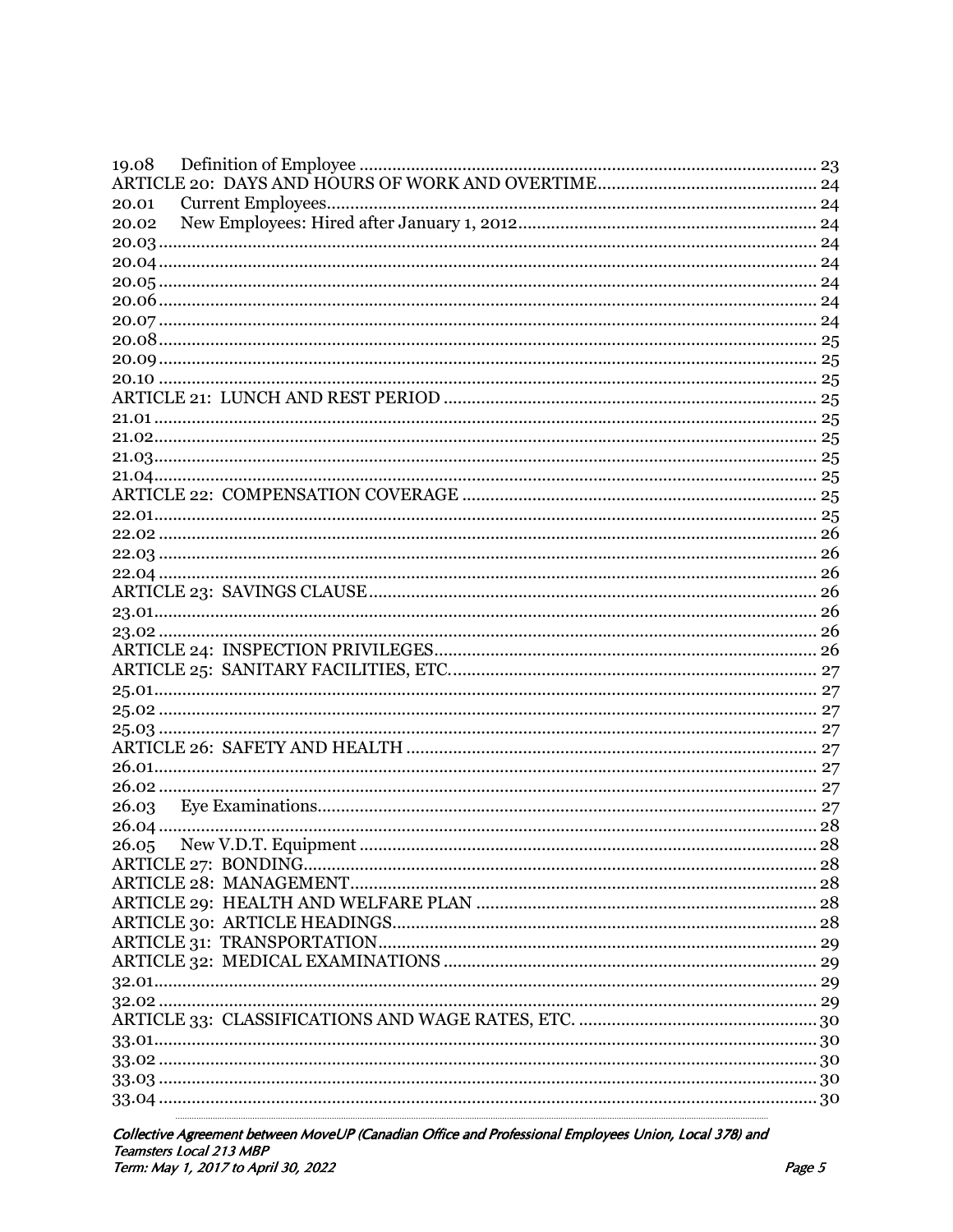19.08 Definition of Employee .......... 23
ARTICLE 20: DAYS AND HOURS OF WORK AND OVERTIME .......... 24
20.01 Current Employees .......... 24
20.02 New Employees: Hired after January 1, 2012 .......... 24
20.03 .......... 24
20.04 .......... 24
20.05 .......... 24
20.06 .......... 24
20.07 .......... 24
20.08 .......... 25
20.09 .......... 25
20.10 .......... 25
ARTICLE 21: LUNCH AND REST PERIOD .......... 25
21.01 .......... 25
21.02 .......... 25
21.03 .......... 25
21.04 .......... 25
ARTICLE 22: COMPENSATION COVERAGE .......... 25
22.01 .......... 25
22.02 .......... 26
22.03 .......... 26
22.04 .......... 26
ARTICLE 23: SAVINGS CLAUSE .......... 26
23.01 .......... 26
23.02 .......... 26
ARTICLE 24: INSPECTION PRIVILEGES .......... 26
ARTICLE 25: SANITARY FACILITIES, ETC. .......... 27
25.01 .......... 27
25.02 .......... 27
25.03 .......... 27
ARTICLE 26: SAFETY AND HEALTH .......... 27
26.01 .......... 27
26.02 .......... 27
26.03 Eye Examinations .......... 27
26.04 .......... 28
26.05 New V.D.T. Equipment .......... 28
ARTICLE 27: BONDING .......... 28
ARTICLE 28: MANAGEMENT .......... 28
ARTICLE 29: HEALTH AND WELFARE PLAN .......... 28
ARTICLE 30: ARTICLE HEADINGS .......... 28
ARTICLE 31: TRANSPORTATION .......... 29
ARTICLE 32: MEDICAL EXAMINATIONS .......... 29
32.01 .......... 29
32.02 .......... 29
ARTICLE 33: CLASSIFICATIONS AND WAGE RATES, ETC. .......... 30
33.01 .......... 30
33.02 .......... 30
33.03 .......... 30
33.04 .......... 30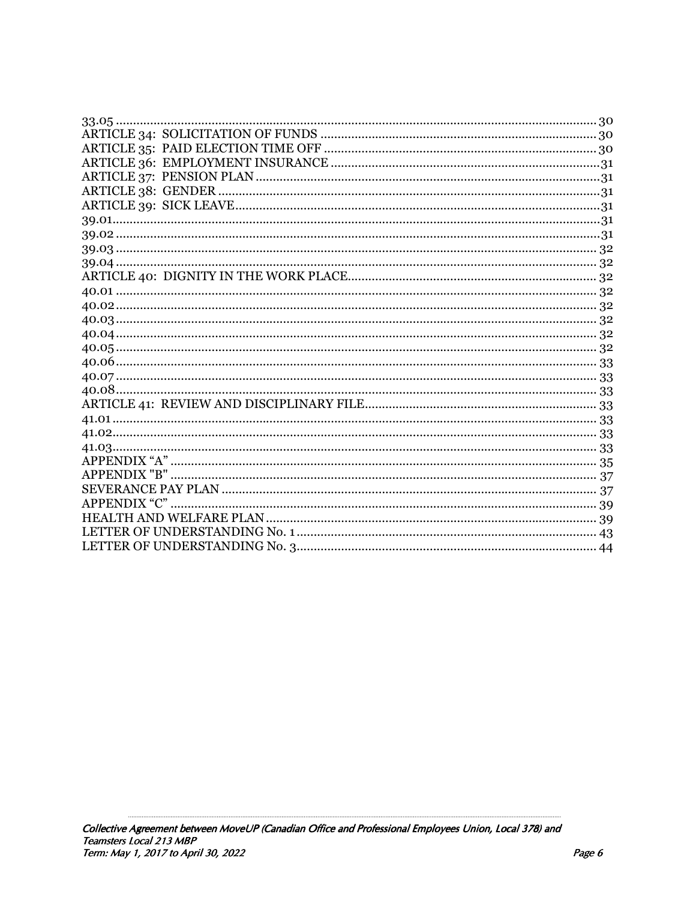33.05 ........................................................................................................................ 30
ARTICLE 34: SOLICITATION OF FUNDS ................................................................ 30
ARTICLE 35: PAID ELECTION TIME OFF ................................................................ 30
ARTICLE 36: EMPLOYMENT INSURANCE .............................................................. 31
ARTICLE 37: PENSION PLAN ................................................................................ 31
ARTICLE 38: GENDER ........................................................................................... 31
ARTICLE 39: SICK LEAVE ...................................................................................... 31
39.01 ........................................................................................................................ 31
39.02 ........................................................................................................................ 31
39.03 ........................................................................................................................ 32
39.04 ........................................................................................................................ 32
ARTICLE 40: DIGNITY IN THE WORK PLACE ........................................................ 32
40.01 ........................................................................................................................ 32
40.02 ........................................................................................................................ 32
40.03 ........................................................................................................................ 32
40.04 ........................................................................................................................ 32
40.05 ........................................................................................................................ 32
40.06 ........................................................................................................................ 33
40.07 ........................................................................................................................ 33
40.08 ........................................................................................................................ 33
ARTICLE 41: REVIEW AND DISCIPLINARY FILE ................................................... 33
41.01 ........................................................................................................................ 33
41.02 ........................................................................................................................ 33
41.03 ........................................................................................................................ 33
APPENDIX "A" ........................................................................................................ 35
APPENDIX "B" ........................................................................................................ 37
SEVERANCE PAY PLAN ........................................................................................ 37
APPENDIX "C" ........................................................................................................ 39
HEALTH AND WELFARE PLAN ............................................................................. 39
LETTER OF UNDERSTANDING No. 1 ..................................................................... 43
LETTER OF UNDERSTANDING No. 3 ..................................................................... 44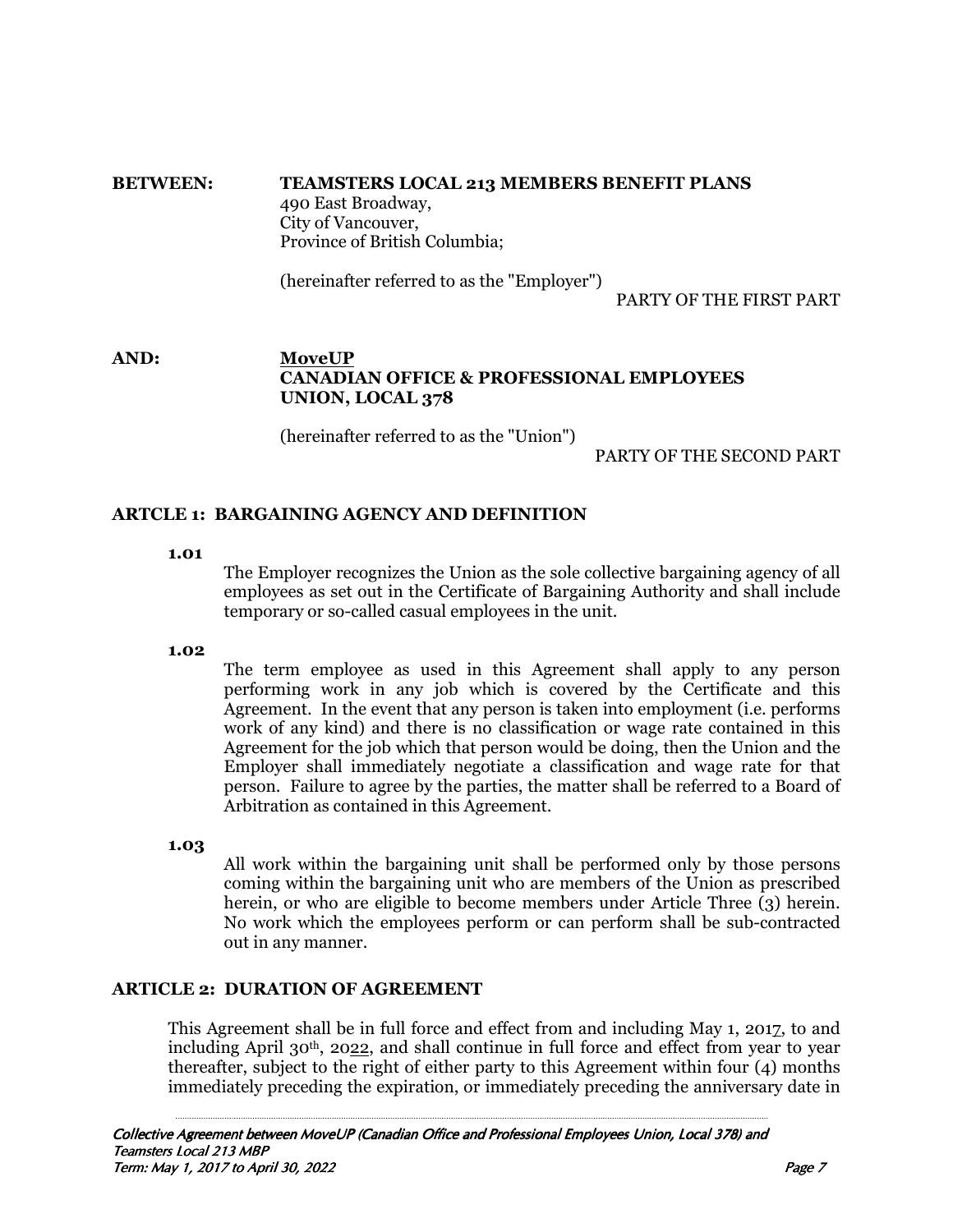**BETWEEN:** **TEAMSTERS LOCAL 213 MEMBERS BENEFIT PLANS**
490 East Broadway,
City of Vancouver,
Province of British Columbia;

(hereinafter referred to as the "Employer")

PARTY OF THE FIRST PART

**AND:** **MoveUP**
**CANADIAN OFFICE & PROFESSIONAL EMPLOYEES UNION, LOCAL 378**

(hereinafter referred to as the "Union")

PARTY OF THE SECOND PART

## ARTCLE 1: BARGAINING AGENCY AND DEFINITION

**1.01**

The Employer recognizes the Union as the sole collective bargaining agency of all employees as set out in the Certificate of Bargaining Authority and shall include temporary or so-called casual employees in the unit.

**1.02**

The term employee as used in this Agreement shall apply to any person performing work in any job which is covered by the Certificate and this Agreement. In the event that any person is taken into employment (i.e. performs work of any kind) and there is no classification or wage rate contained in this Agreement for the job which that person would be doing, then the Union and the Employer shall immediately negotiate a classification and wage rate for that person. Failure to agree by the parties, the matter shall be referred to a Board of Arbitration as contained in this Agreement.

**1.03**

All work within the bargaining unit shall be performed only by those persons coming within the bargaining unit who are members of the Union as prescribed herein, or who are eligible to become members under Article Three (3) herein. No work which the employees perform or can perform shall be sub-contracted out in any manner.

## ARTICLE 2: DURATION OF AGREEMENT

This Agreement shall be in full force and effect from and including May 1, 2017, to and including April 30th, 2022, and shall continue in full force and effect from year to year thereafter, subject to the right of either party to this Agreement within four (4) months immediately preceding the expiration, or immediately preceding the anniversary date in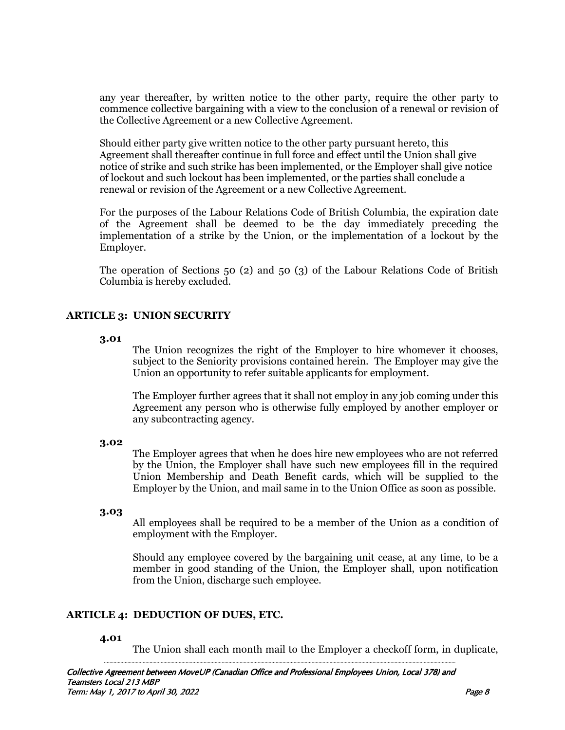any year thereafter, by written notice to the other party, require the other party to commence collective bargaining with a view to the conclusion of a renewal or revision of the Collective Agreement or a new Collective Agreement.

Should either party give written notice to the other party pursuant hereto, this Agreement shall thereafter continue in full force and effect until the Union shall give notice of strike and such strike has been implemented, or the Employer shall give notice of lockout and such lockout has been implemented, or the parties shall conclude a renewal or revision of the Agreement or a new Collective Agreement.

For the purposes of the Labour Relations Code of British Columbia, the expiration date of the Agreement shall be deemed to be the day immediately preceding the implementation of a strike by the Union, or the implementation of a lockout by the Employer.

The operation of Sections 50 (2) and 50 (3) of the Labour Relations Code of British Columbia is hereby excluded.

## ARTICLE 3: UNION SECURITY

**3.01**

The Union recognizes the right of the Employer to hire whomever it chooses, subject to the Seniority provisions contained herein. The Employer may give the Union an opportunity to refer suitable applicants for employment.

The Employer further agrees that it shall not employ in any job coming under this Agreement any person who is otherwise fully employed by another employer or any subcontracting agency.

**3.02**

The Employer agrees that when he does hire new employees who are not referred by the Union, the Employer shall have such new employees fill in the required Union Membership and Death Benefit cards, which will be supplied to the Employer by the Union, and mail same in to the Union Office as soon as possible.

**3.03**

All employees shall be required to be a member of the Union as a condition of employment with the Employer.

Should any employee covered by the bargaining unit cease, at any time, to be a member in good standing of the Union, the Employer shall, upon notification from the Union, discharge such employee.

## ARTICLE 4: DEDUCTION OF DUES, ETC.

**4.01**

The Union shall each month mail to the Employer a checkoff form, in duplicate,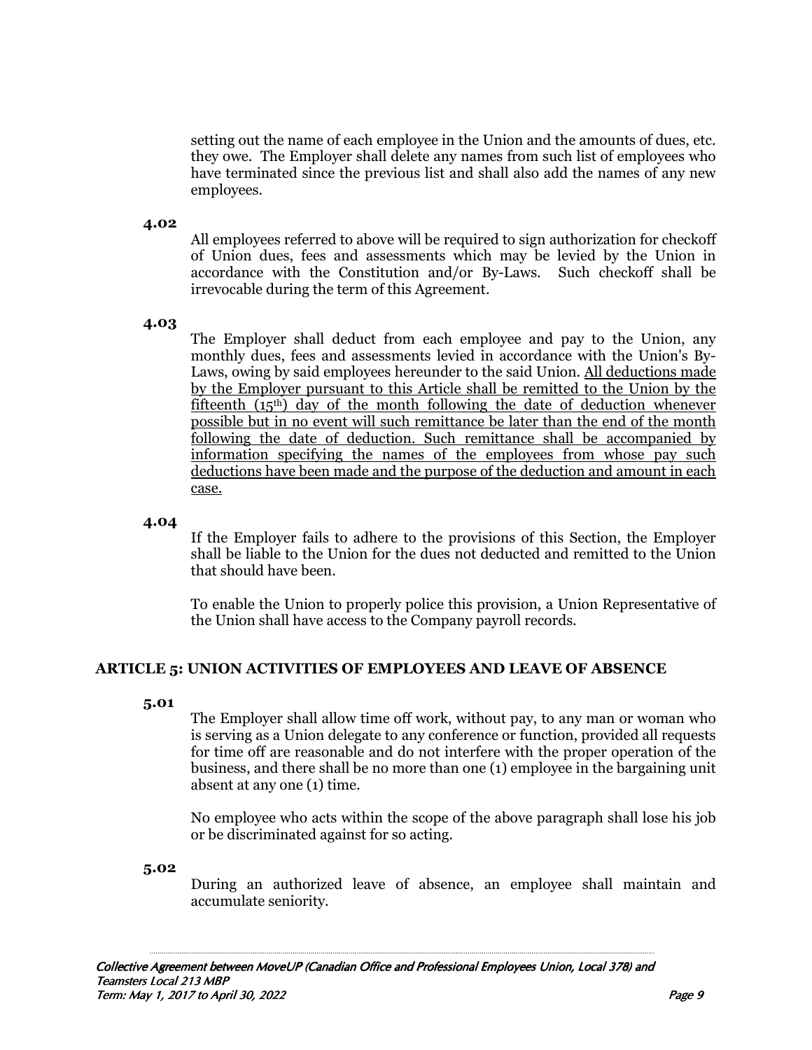setting out the name of each employee in the Union and the amounts of dues, etc. they owe. The Employer shall delete any names from such list of employees who have terminated since the previous list and shall also add the names of any new employees.

**4.02**

All employees referred to above will be required to sign authorization for checkoff of Union dues, fees and assessments which may be levied by the Union in accordance with the Constitution and/or By-Laws. Such checkoff shall be irrevocable during the term of this Agreement.

**4.03**

The Employer shall deduct from each employee and pay to the Union, any monthly dues, fees and assessments levied in accordance with the Union's By-Laws, owing by said employees hereunder to the said Union. <u>All deductions made by the Employer pursuant to this Article shall be remitted to the Union by the fifteenth (15th) day of the month following the date of deduction whenever possible but in no event will such remittance be later than the end of the month following the date of deduction. Such remittance shall be accompanied by information specifying the names of the employees from whose pay such deductions have been made and the purpose of the deduction and amount in each case.</u>

**4.04**

If the Employer fails to adhere to the provisions of this Section, the Employer shall be liable to the Union for the dues not deducted and remitted to the Union that should have been.

To enable the Union to properly police this provision, a Union Representative of the Union shall have access to the Company payroll records.

## ARTICLE 5: UNION ACTIVITIES OF EMPLOYEES AND LEAVE OF ABSENCE

**5.01**

The Employer shall allow time off work, without pay, to any man or woman who is serving as a Union delegate to any conference or function, provided all requests for time off are reasonable and do not interfere with the proper operation of the business, and there shall be no more than one (1) employee in the bargaining unit absent at any one (1) time.

No employee who acts within the scope of the above paragraph shall lose his job or be discriminated against for so acting.

**5.02**

During an authorized leave of absence, an employee shall maintain and accumulate seniority.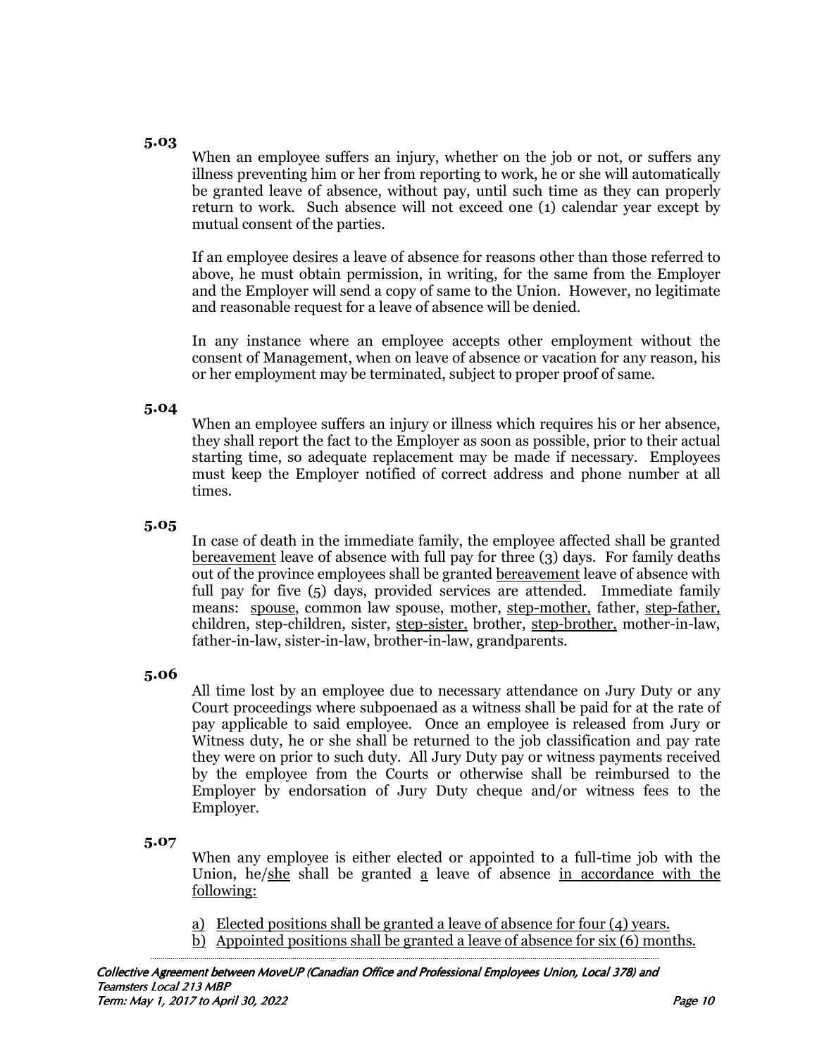**5.03**

When an employee suffers an injury, whether on the job or not, or suffers any illness preventing him or her from reporting to work, he or she will automatically be granted leave of absence, without pay, until such time as they can properly return to work. Such absence will not exceed one (1) calendar year except by mutual consent of the parties.

If an employee desires a leave of absence for reasons other than those referred to above, he must obtain permission, in writing, for the same from the Employer and the Employer will send a copy of same to the Union. However, no legitimate and reasonable request for a leave of absence will be denied.

In any instance where an employee accepts other employment without the consent of Management, when on leave of absence or vacation for any reason, his or her employment may be terminated, subject to proper proof of same.

**5.04**

When an employee suffers an injury or illness which requires his or her absence, they shall report the fact to the Employer as soon as possible, prior to their actual starting time, so adequate replacement may be made if necessary. Employees must keep the Employer notified of correct address and phone number at all times.

**5.05**

In case of death in the immediate family, the employee affected shall be granted <u>bereavement</u> leave of absence with full pay for three (3) days. For family deaths out of the province employees shall be granted <u>bereavement</u> leave of absence with full pay for five (5) days, provided services are attended. Immediate family means: <u>spouse</u>, common law spouse, mother, <u>step-mother,</u> father, <u>step-father,</u> children, step-children, sister, <u>step-sister,</u> brother, <u>step-brother,</u> mother-in-law, father-in-law, sister-in-law, brother-in-law, grandparents.

**5.06**

All time lost by an employee due to necessary attendance on Jury Duty or any Court proceedings where subpoenaed as a witness shall be paid for at the rate of pay applicable to said employee. Once an employee is released from Jury or Witness duty, he or she shall be returned to the job classification and pay rate they were on prior to such duty. All Jury Duty pay or witness payments received by the employee from the Courts or otherwise shall be reimbursed to the Employer by endorsation of Jury Duty cheque and/or witness fees to the Employer.

**5.07**

When any employee is either elected or appointed to a full-time job with the Union, he/<u>she</u> shall be granted <u>a</u> leave of absence <u>in accordance with the following:</u>

<u>a)</u> <u>Elected positions shall be granted a leave of absence for four (4) years.</u>
<u>b)</u> <u>Appointed positions shall be granted a leave of absence for six (6) months.</u>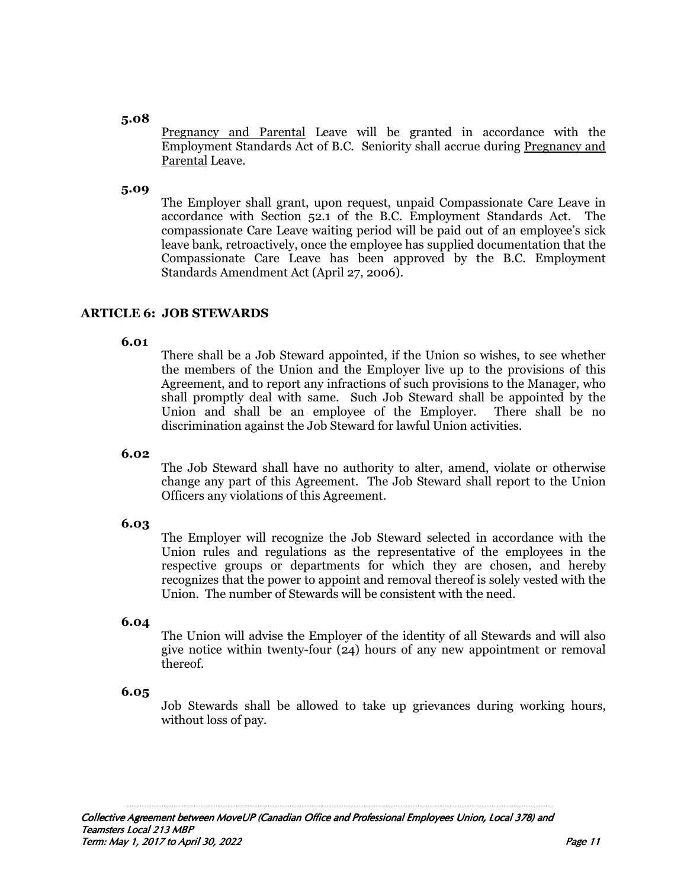**5.08**

Pregnancy and Parental Leave will be granted in accordance with the Employment Standards Act of B.C. Seniority shall accrue during Pregnancy and Parental Leave.

**5.09**

The Employer shall grant, upon request, unpaid Compassionate Care Leave in accordance with Section 52.1 of the B.C. Employment Standards Act. The compassionate Care Leave waiting period will be paid out of an employee's sick leave bank, retroactively, once the employee has supplied documentation that the Compassionate Care Leave has been approved by the B.C. Employment Standards Amendment Act (April 27, 2006).

## ARTICLE 6: JOB STEWARDS

**6.01**

There shall be a Job Steward appointed, if the Union so wishes, to see whether the members of the Union and the Employer live up to the provisions of this Agreement, and to report any infractions of such provisions to the Manager, who shall promptly deal with same. Such Job Steward shall be appointed by the Union and shall be an employee of the Employer. There shall be no discrimination against the Job Steward for lawful Union activities.

**6.02**

The Job Steward shall have no authority to alter, amend, violate or otherwise change any part of this Agreement. The Job Steward shall report to the Union Officers any violations of this Agreement.

**6.03**

The Employer will recognize the Job Steward selected in accordance with the Union rules and regulations as the representative of the employees in the respective groups or departments for which they are chosen, and hereby recognizes that the power to appoint and removal thereof is solely vested with the Union. The number of Stewards will be consistent with the need.

**6.04**

The Union will advise the Employer of the identity of all Stewards and will also give notice within twenty-four (24) hours of any new appointment or removal thereof.

**6.05**

Job Stewards shall be allowed to take up grievances during working hours, without loss of pay.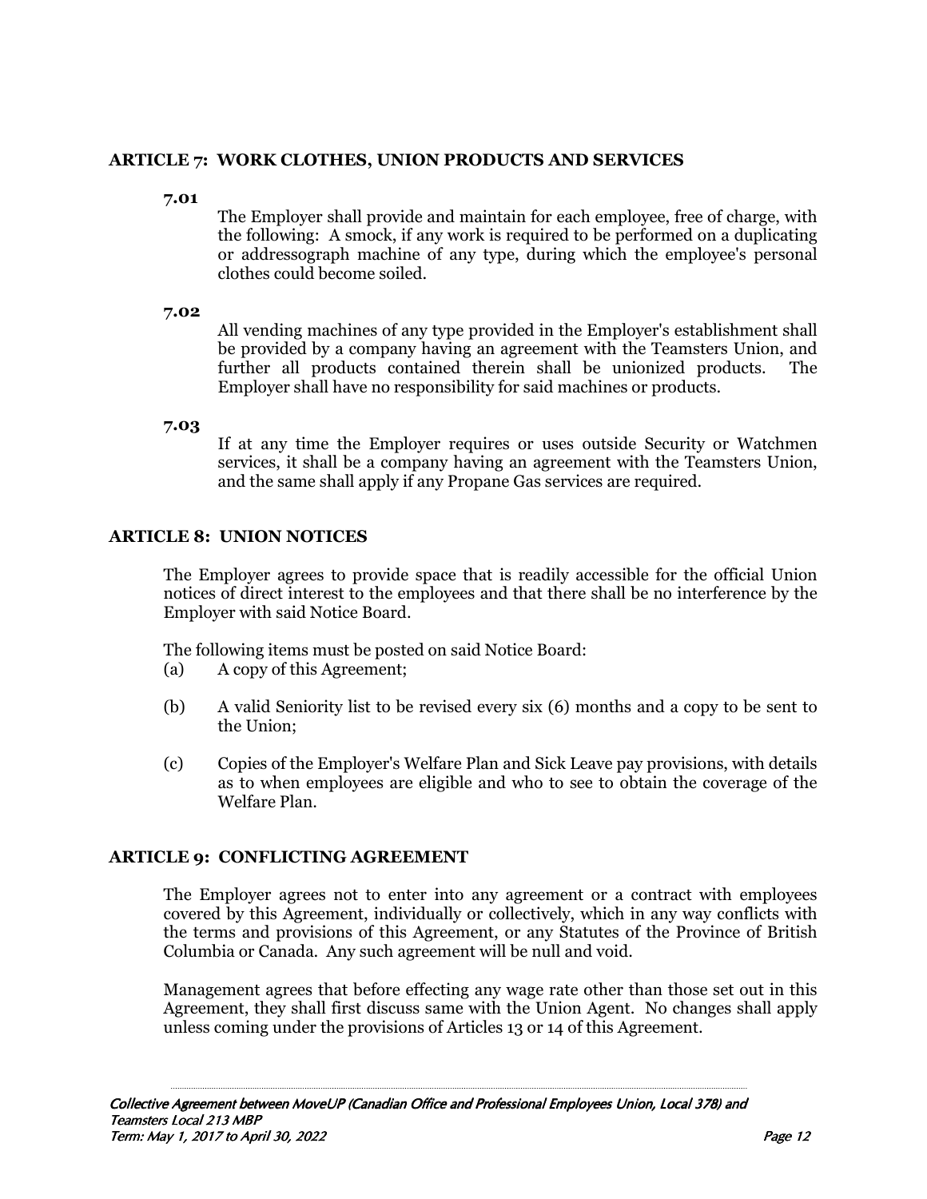## ARTICLE 7: WORK CLOTHES, UNION PRODUCTS AND SERVICES

**7.01**

The Employer shall provide and maintain for each employee, free of charge, with the following: A smock, if any work is required to be performed on a duplicating or addressograph machine of any type, during which the employee's personal clothes could become soiled.

**7.02**

All vending machines of any type provided in the Employer's establishment shall be provided by a company having an agreement with the Teamsters Union, and further all products contained therein shall be unionized products. The Employer shall have no responsibility for said machines or products.

**7.03**

If at any time the Employer requires or uses outside Security or Watchmen services, it shall be a company having an agreement with the Teamsters Union, and the same shall apply if any Propane Gas services are required.

## ARTICLE 8: UNION NOTICES

The Employer agrees to provide space that is readily accessible for the official Union notices of direct interest to the employees and that there shall be no interference by the Employer with said Notice Board.

The following items must be posted on said Notice Board:

(a) A copy of this Agreement;

(b) A valid Seniority list to be revised every six (6) months and a copy to be sent to the Union;

(c) Copies of the Employer's Welfare Plan and Sick Leave pay provisions, with details as to when employees are eligible and who to see to obtain the coverage of the Welfare Plan.

## ARTICLE 9: CONFLICTING AGREEMENT

The Employer agrees not to enter into any agreement or a contract with employees covered by this Agreement, individually or collectively, which in any way conflicts with the terms and provisions of this Agreement, or any Statutes of the Province of British Columbia or Canada. Any such agreement will be null and void.

Management agrees that before effecting any wage rate other than those set out in this Agreement, they shall first discuss same with the Union Agent. No changes shall apply unless coming under the provisions of Articles 13 or 14 of this Agreement.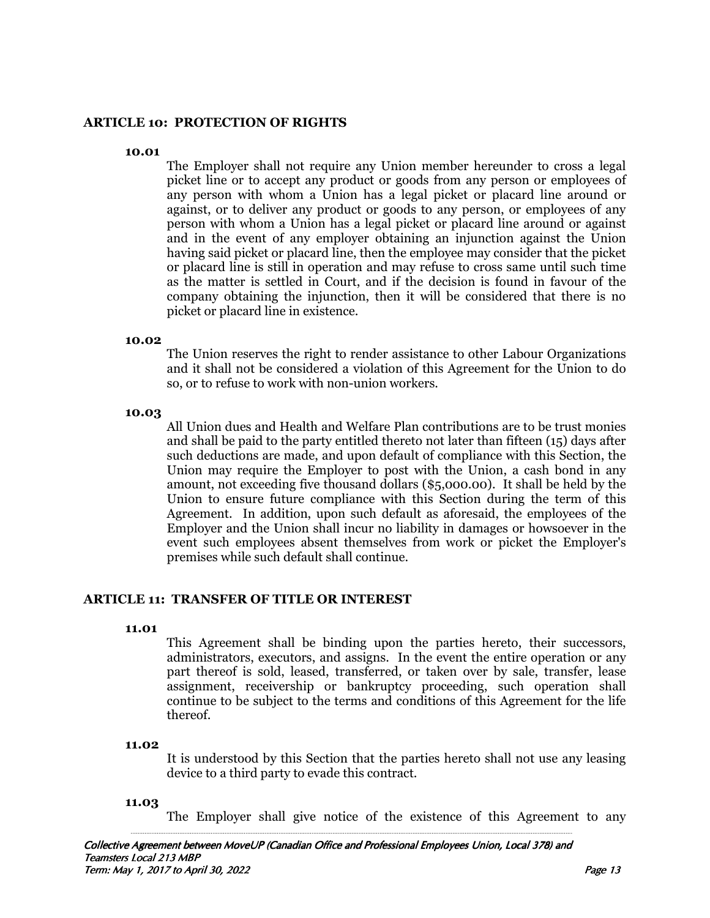## ARTICLE 10: PROTECTION OF RIGHTS

**10.01**

The Employer shall not require any Union member hereunder to cross a legal picket line or to accept any product or goods from any person or employees of any person with whom a Union has a legal picket or placard line around or against, or to deliver any product or goods to any person, or employees of any person with whom a Union has a legal picket or placard line around or against and in the event of any employer obtaining an injunction against the Union having said picket or placard line, then the employee may consider that the picket or placard line is still in operation and may refuse to cross same until such time as the matter is settled in Court, and if the decision is found in favour of the company obtaining the injunction, then it will be considered that there is no picket or placard line in existence.

**10.02**

The Union reserves the right to render assistance to other Labour Organizations and it shall not be considered a violation of this Agreement for the Union to do so, or to refuse to work with non-union workers.

**10.03**

All Union dues and Health and Welfare Plan contributions are to be trust monies and shall be paid to the party entitled thereto not later than fifteen (15) days after such deductions are made, and upon default of compliance with this Section, the Union may require the Employer to post with the Union, a cash bond in any amount, not exceeding five thousand dollars ($5,000.00). It shall be held by the Union to ensure future compliance with this Section during the term of this Agreement. In addition, upon such default as aforesaid, the employees of the Employer and the Union shall incur no liability in damages or howsoever in the event such employees absent themselves from work or picket the Employer's premises while such default shall continue.

## ARTICLE 11: TRANSFER OF TITLE OR INTEREST

**11.01**

This Agreement shall be binding upon the parties hereto, their successors, administrators, executors, and assigns. In the event the entire operation or any part thereof is sold, leased, transferred, or taken over by sale, transfer, lease assignment, receivership or bankruptcy proceeding, such operation shall continue to be subject to the terms and conditions of this Agreement for the life thereof.

**11.02**

It is understood by this Section that the parties hereto shall not use any leasing device to a third party to evade this contract.

**11.03**

The Employer shall give notice of the existence of this Agreement to any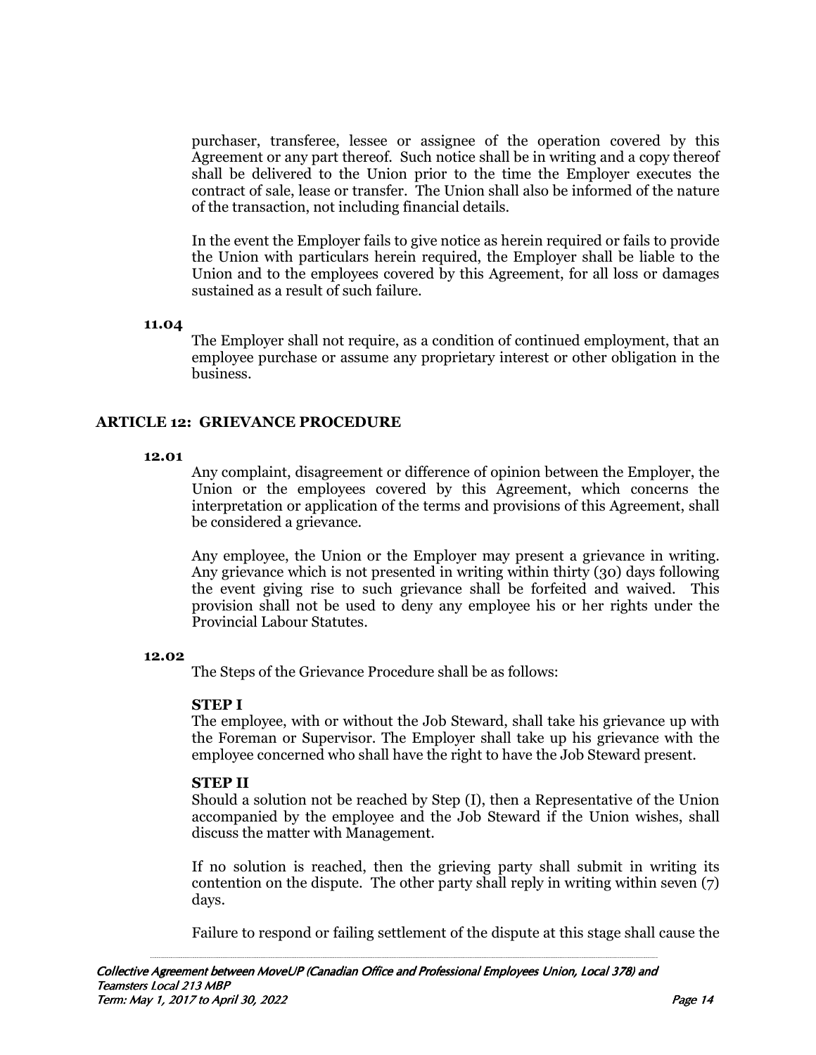purchaser, transferee, lessee or assignee of the operation covered by this Agreement or any part thereof. Such notice shall be in writing and a copy thereof shall be delivered to the Union prior to the time the Employer executes the contract of sale, lease or transfer. The Union shall also be informed of the nature of the transaction, not including financial details.

In the event the Employer fails to give notice as herein required or fails to provide the Union with particulars herein required, the Employer shall be liable to the Union and to the employees covered by this Agreement, for all loss or damages sustained as a result of such failure.

**11.04**

The Employer shall not require, as a condition of continued employment, that an employee purchase or assume any proprietary interest or other obligation in the business.

## ARTICLE 12: GRIEVANCE PROCEDURE

**12.01**

Any complaint, disagreement or difference of opinion between the Employer, the Union or the employees covered by this Agreement, which concerns the interpretation or application of the terms and provisions of this Agreement, shall be considered a grievance.

Any employee, the Union or the Employer may present a grievance in writing. Any grievance which is not presented in writing within thirty (30) days following the event giving rise to such grievance shall be forfeited and waived. This provision shall not be used to deny any employee his or her rights under the Provincial Labour Statutes.

**12.02**

The Steps of the Grievance Procedure shall be as follows:

**STEP I**
The employee, with or without the Job Steward, shall take his grievance up with the Foreman or Supervisor. The Employer shall take up his grievance with the employee concerned who shall have the right to have the Job Steward present.

**STEP II**
Should a solution not be reached by Step (I), then a Representative of the Union accompanied by the employee and the Job Steward if the Union wishes, shall discuss the matter with Management.

If no solution is reached, then the grieving party shall submit in writing its contention on the dispute. The other party shall reply in writing within seven (7) days.

Failure to respond or failing settlement of the dispute at this stage shall cause the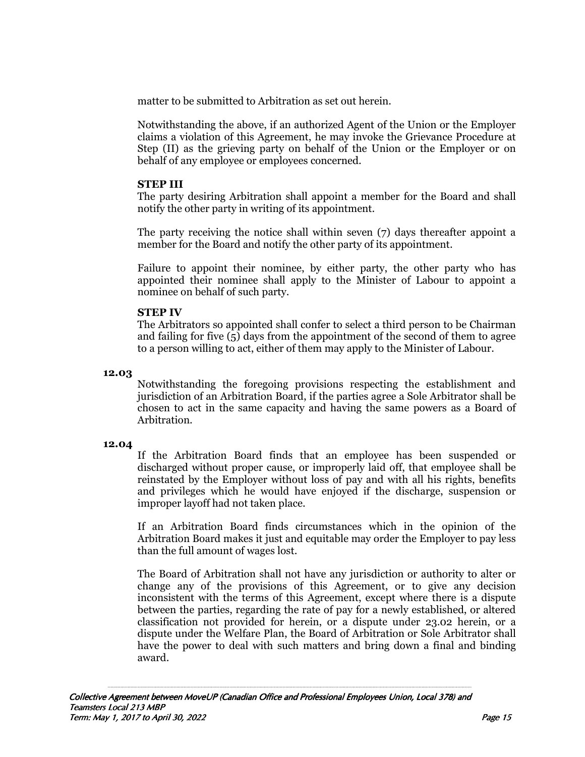matter to be submitted to Arbitration as set out herein.

Notwithstanding the above, if an authorized Agent of the Union or the Employer claims a violation of this Agreement, he may invoke the Grievance Procedure at Step (II) as the grieving party on behalf of the Union or the Employer or on behalf of any employee or employees concerned.

**STEP III**

The party desiring Arbitration shall appoint a member for the Board and shall notify the other party in writing of its appointment.

The party receiving the notice shall within seven (7) days thereafter appoint a member for the Board and notify the other party of its appointment.

Failure to appoint their nominee, by either party, the other party who has appointed their nominee shall apply to the Minister of Labour to appoint a nominee on behalf of such party.

**STEP IV**

The Arbitrators so appointed shall confer to select a third person to be Chairman and failing for five (5) days from the appointment of the second of them to agree to a person willing to act, either of them may apply to the Minister of Labour.

**12.03**

Notwithstanding the foregoing provisions respecting the establishment and jurisdiction of an Arbitration Board, if the parties agree a Sole Arbitrator shall be chosen to act in the same capacity and having the same powers as a Board of Arbitration.

**12.04**

If the Arbitration Board finds that an employee has been suspended or discharged without proper cause, or improperly laid off, that employee shall be reinstated by the Employer without loss of pay and with all his rights, benefits and privileges which he would have enjoyed if the discharge, suspension or improper layoff had not taken place.

If an Arbitration Board finds circumstances which in the opinion of the Arbitration Board makes it just and equitable may order the Employer to pay less than the full amount of wages lost.

The Board of Arbitration shall not have any jurisdiction or authority to alter or change any of the provisions of this Agreement, or to give any decision inconsistent with the terms of this Agreement, except where there is a dispute between the parties, regarding the rate of pay for a newly established, or altered classification not provided for herein, or a dispute under 23.02 herein, or a dispute under the Welfare Plan, the Board of Arbitration or Sole Arbitrator shall have the power to deal with such matters and bring down a final and binding award.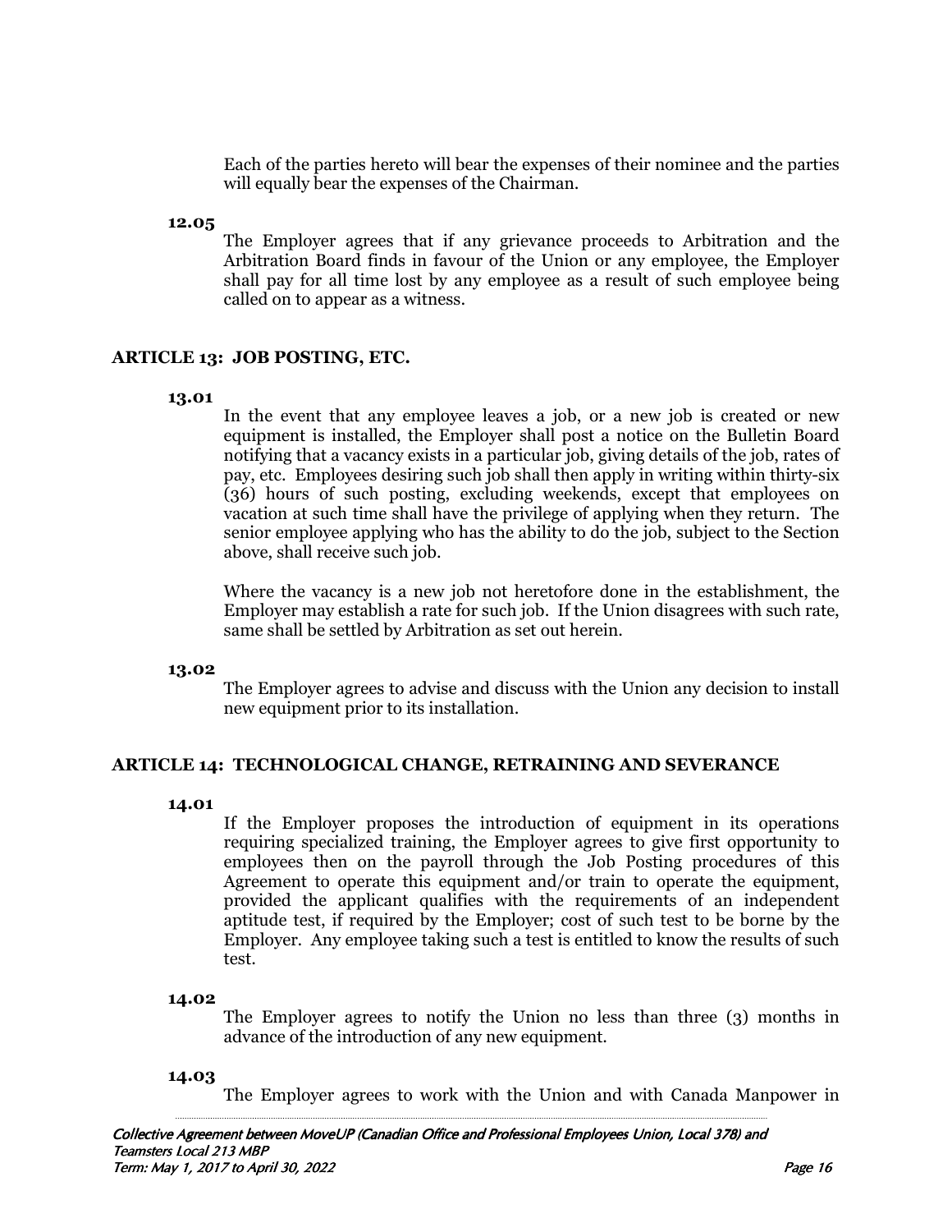Each of the parties hereto will bear the expenses of their nominee and the parties will equally bear the expenses of the Chairman.

**12.05**

The Employer agrees that if any grievance proceeds to Arbitration and the Arbitration Board finds in favour of the Union or any employee, the Employer shall pay for all time lost by any employee as a result of such employee being called on to appear as a witness.

## ARTICLE 13: JOB POSTING, ETC.

**13.01**

In the event that any employee leaves a job, or a new job is created or new equipment is installed, the Employer shall post a notice on the Bulletin Board notifying that a vacancy exists in a particular job, giving details of the job, rates of pay, etc. Employees desiring such job shall then apply in writing within thirty-six (36) hours of such posting, excluding weekends, except that employees on vacation at such time shall have the privilege of applying when they return. The senior employee applying who has the ability to do the job, subject to the Section above, shall receive such job.

Where the vacancy is a new job not heretofore done in the establishment, the Employer may establish a rate for such job. If the Union disagrees with such rate, same shall be settled by Arbitration as set out herein.

**13.02**

The Employer agrees to advise and discuss with the Union any decision to install new equipment prior to its installation.

## ARTICLE 14: TECHNOLOGICAL CHANGE, RETRAINING AND SEVERANCE

**14.01**

If the Employer proposes the introduction of equipment in its operations requiring specialized training, the Employer agrees to give first opportunity to employees then on the payroll through the Job Posting procedures of this Agreement to operate this equipment and/or train to operate the equipment, provided the applicant qualifies with the requirements of an independent aptitude test, if required by the Employer; cost of such test to be borne by the Employer. Any employee taking such a test is entitled to know the results of such test.

**14.02**

The Employer agrees to notify the Union no less than three (3) months in advance of the introduction of any new equipment.

**14.03**

The Employer agrees to work with the Union and with Canada Manpower in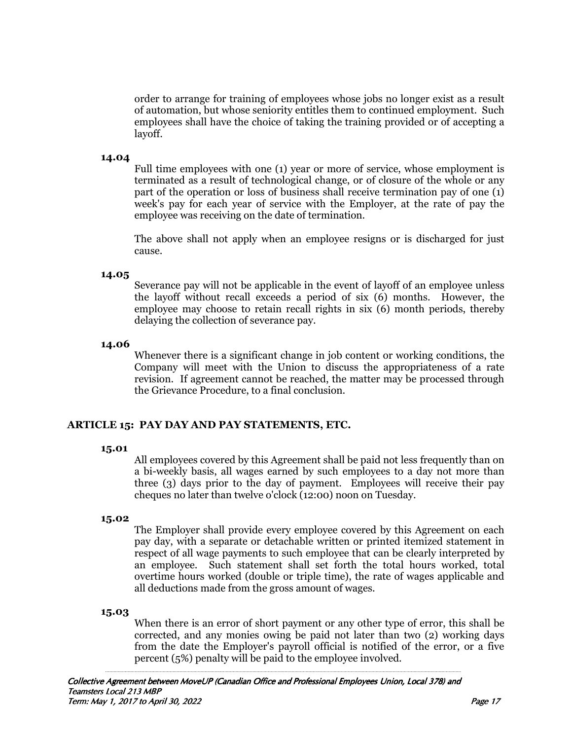order to arrange for training of employees whose jobs no longer exist as a result of automation, but whose seniority entitles them to continued employment. Such employees shall have the choice of taking the training provided or of accepting a layoff.

**14.04**

Full time employees with one (1) year or more of service, whose employment is terminated as a result of technological change, or of closure of the whole or any part of the operation or loss of business shall receive termination pay of one (1) week's pay for each year of service with the Employer, at the rate of pay the employee was receiving on the date of termination.

The above shall not apply when an employee resigns or is discharged for just cause.

**14.05**

Severance pay will not be applicable in the event of layoff of an employee unless the layoff without recall exceeds a period of six (6) months. However, the employee may choose to retain recall rights in six (6) month periods, thereby delaying the collection of severance pay.

**14.06**

Whenever there is a significant change in job content or working conditions, the Company will meet with the Union to discuss the appropriateness of a rate revision. If agreement cannot be reached, the matter may be processed through the Grievance Procedure, to a final conclusion.

## ARTICLE 15: PAY DAY AND PAY STATEMENTS, ETC.

**15.01**

All employees covered by this Agreement shall be paid not less frequently than on a bi-weekly basis, all wages earned by such employees to a day not more than three (3) days prior to the day of payment. Employees will receive their pay cheques no later than twelve o'clock (12:00) noon on Tuesday.

**15.02**

The Employer shall provide every employee covered by this Agreement on each pay day, with a separate or detachable written or printed itemized statement in respect of all wage payments to such employee that can be clearly interpreted by an employee. Such statement shall set forth the total hours worked, total overtime hours worked (double or triple time), the rate of wages applicable and all deductions made from the gross amount of wages.

**15.03**

When there is an error of short payment or any other type of error, this shall be corrected, and any monies owing be paid not later than two (2) working days from the date the Employer's payroll official is notified of the error, or a five percent (5%) penalty will be paid to the employee involved.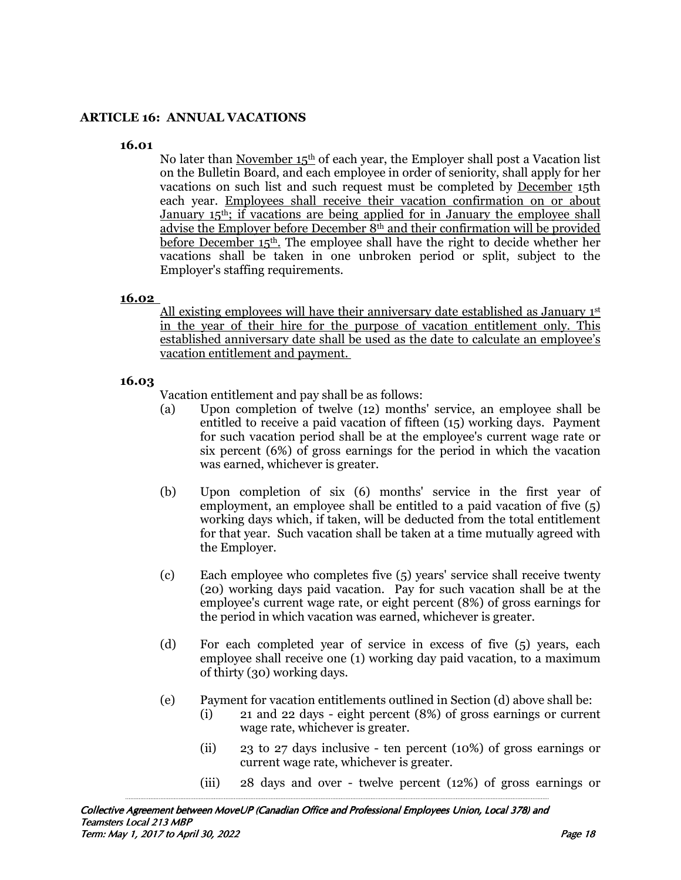## ARTICLE 16: ANNUAL VACATIONS

**16.01**

No later than November 15th of each year, the Employer shall post a Vacation list on the Bulletin Board, and each employee in order of seniority, shall apply for her vacations on such list and such request must be completed by December 15th each year. Employees shall receive their vacation confirmation on or about January 15th; if vacations are being applied for in January the employee shall advise the Employer before December 8th and their confirmation will be provided before December 15th. The employee shall have the right to decide whether her vacations shall be taken in one unbroken period or split, subject to the Employer's staffing requirements.

**16.02**

All existing employees will have their anniversary date established as January 1st in the year of their hire for the purpose of vacation entitlement only. This established anniversary date shall be used as the date to calculate an employee's vacation entitlement and payment.

**16.03**

Vacation entitlement and pay shall be as follows:

(a) Upon completion of twelve (12) months' service, an employee shall be entitled to receive a paid vacation of fifteen (15) working days. Payment for such vacation period shall be at the employee's current wage rate or six percent (6%) of gross earnings for the period in which the vacation was earned, whichever is greater.

(b) Upon completion of six (6) months' service in the first year of employment, an employee shall be entitled to a paid vacation of five (5) working days which, if taken, will be deducted from the total entitlement for that year. Such vacation shall be taken at a time mutually agreed with the Employer.

(c) Each employee who completes five (5) years' service shall receive twenty (20) working days paid vacation. Pay for such vacation shall be at the employee's current wage rate, or eight percent (8%) of gross earnings for the period in which vacation was earned, whichever is greater.

(d) For each completed year of service in excess of five (5) years, each employee shall receive one (1) working day paid vacation, to a maximum of thirty (30) working days.

(e) Payment for vacation entitlements outlined in Section (d) above shall be:

(i) 21 and 22 days - eight percent (8%) of gross earnings or current wage rate, whichever is greater.

(ii) 23 to 27 days inclusive - ten percent (10%) of gross earnings or current wage rate, whichever is greater.

(iii) 28 days and over - twelve percent (12%) of gross earnings or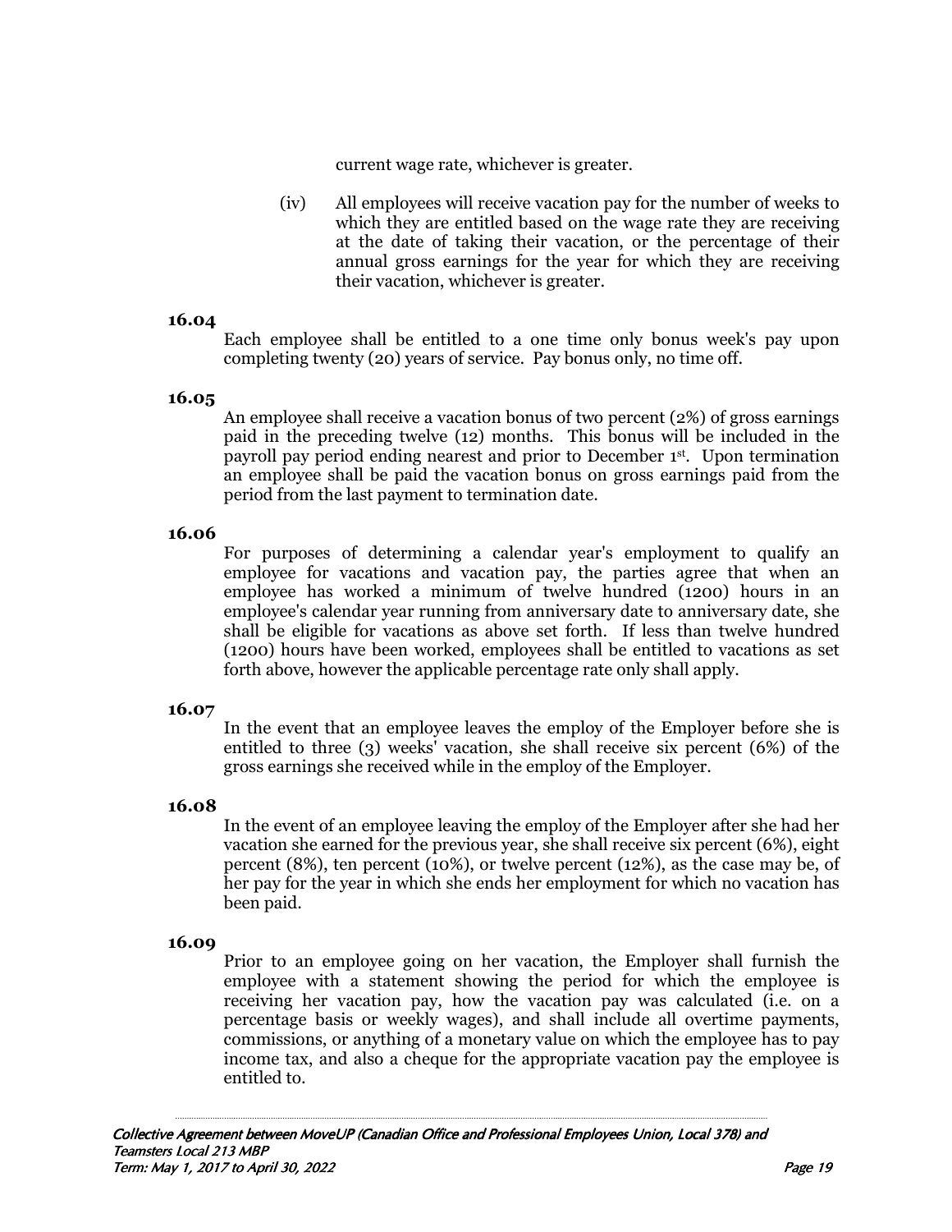current wage rate, whichever is greater.

(iv) All employees will receive vacation pay for the number of weeks to which they are entitled based on the wage rate they are receiving at the date of taking their vacation, or the percentage of their annual gross earnings for the year for which they are receiving their vacation, whichever is greater.

**16.04**

Each employee shall be entitled to a one time only bonus week's pay upon completing twenty (20) years of service. Pay bonus only, no time off.

**16.05**

An employee shall receive a vacation bonus of two percent (2%) of gross earnings paid in the preceding twelve (12) months. This bonus will be included in the payroll pay period ending nearest and prior to December 1st. Upon termination an employee shall be paid the vacation bonus on gross earnings paid from the period from the last payment to termination date.

**16.06**

For purposes of determining a calendar year's employment to qualify an employee for vacations and vacation pay, the parties agree that when an employee has worked a minimum of twelve hundred (1200) hours in an employee's calendar year running from anniversary date to anniversary date, she shall be eligible for vacations as above set forth. If less than twelve hundred (1200) hours have been worked, employees shall be entitled to vacations as set forth above, however the applicable percentage rate only shall apply.

**16.07**

In the event that an employee leaves the employ of the Employer before she is entitled to three (3) weeks' vacation, she shall receive six percent (6%) of the gross earnings she received while in the employ of the Employer.

**16.08**

In the event of an employee leaving the employ of the Employer after she had her vacation she earned for the previous year, she shall receive six percent (6%), eight percent (8%), ten percent (10%), or twelve percent (12%), as the case may be, of her pay for the year in which she ends her employment for which no vacation has been paid.

**16.09**

Prior to an employee going on her vacation, the Employer shall furnish the employee with a statement showing the period for which the employee is receiving her vacation pay, how the vacation pay was calculated (i.e. on a percentage basis or weekly wages), and shall include all overtime payments, commissions, or anything of a monetary value on which the employee has to pay income tax, and also a cheque for the appropriate vacation pay the employee is entitled to.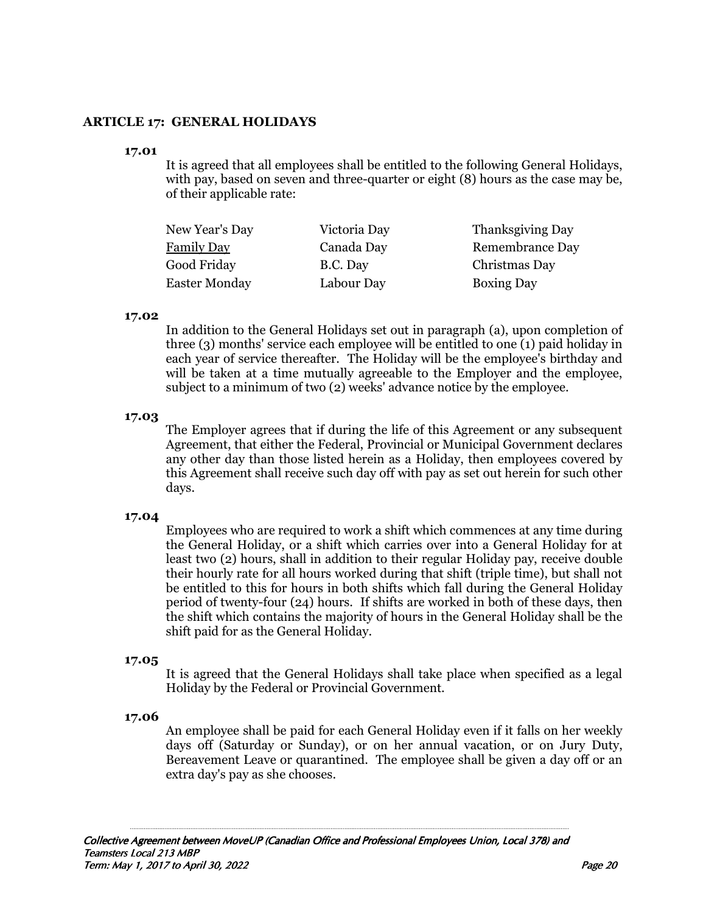## ARTICLE 17: GENERAL HOLIDAYS

**17.01**

It is agreed that all employees shall be entitled to the following General Holidays, with pay, based on seven and three-quarter or eight (8) hours as the case may be, of their applicable rate:

| | | |
|---|---|---|
| New Year's Day | Victoria Day | Thanksgiving Day |
| Family Day | Canada Day | Remembrance Day |
| Good Friday | B.C. Day | Christmas Day |
| Easter Monday | Labour Day | Boxing Day |

**17.02**

In addition to the General Holidays set out in paragraph (a), upon completion of three (3) months' service each employee will be entitled to one (1) paid holiday in each year of service thereafter. The Holiday will be the employee's birthday and will be taken at a time mutually agreeable to the Employer and the employee, subject to a minimum of two (2) weeks' advance notice by the employee.

**17.03**

The Employer agrees that if during the life of this Agreement or any subsequent Agreement, that either the Federal, Provincial or Municipal Government declares any other day than those listed herein as a Holiday, then employees covered by this Agreement shall receive such day off with pay as set out herein for such other days.

**17.04**

Employees who are required to work a shift which commences at any time during the General Holiday, or a shift which carries over into a General Holiday for at least two (2) hours, shall in addition to their regular Holiday pay, receive double their hourly rate for all hours worked during that shift (triple time), but shall not be entitled to this for hours in both shifts which fall during the General Holiday period of twenty-four (24) hours. If shifts are worked in both of these days, then the shift which contains the majority of hours in the General Holiday shall be the shift paid for as the General Holiday.

**17.05**

It is agreed that the General Holidays shall take place when specified as a legal Holiday by the Federal or Provincial Government.

**17.06**

An employee shall be paid for each General Holiday even if it falls on her weekly days off (Saturday or Sunday), or on her annual vacation, or on Jury Duty, Bereavement Leave or quarantined. The employee shall be given a day off or an extra day's pay as she chooses.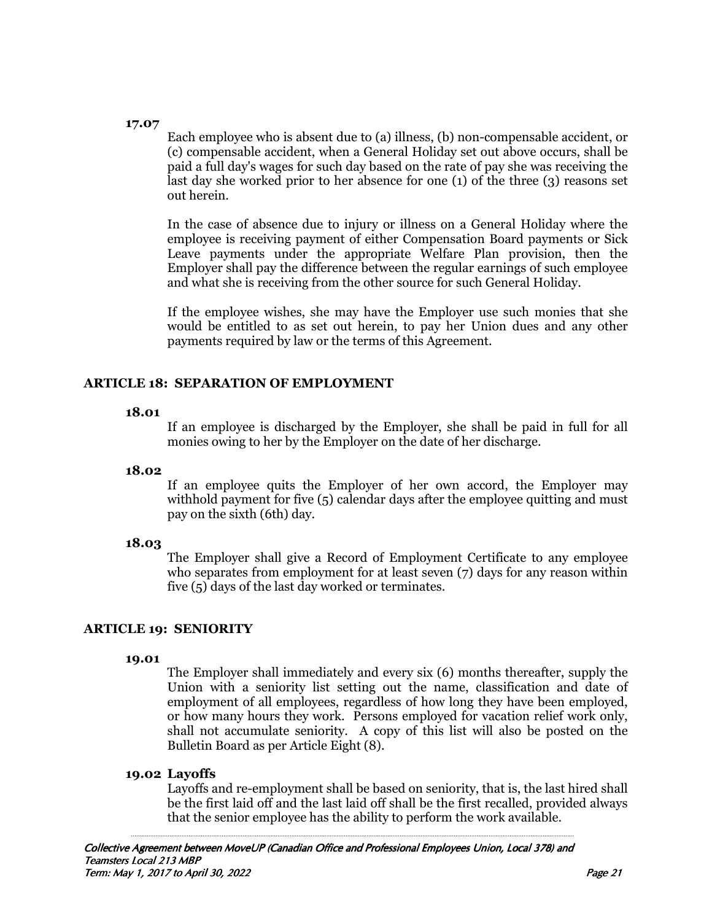**17.07**

Each employee who is absent due to (a) illness, (b) non-compensable accident, or (c) compensable accident, when a General Holiday set out above occurs, shall be paid a full day's wages for such day based on the rate of pay she was receiving the last day she worked prior to her absence for one (1) of the three (3) reasons set out herein.

In the case of absence due to injury or illness on a General Holiday where the employee is receiving payment of either Compensation Board payments or Sick Leave payments under the appropriate Welfare Plan provision, then the Employer shall pay the difference between the regular earnings of such employee and what she is receiving from the other source for such General Holiday.

If the employee wishes, she may have the Employer use such monies that she would be entitled to as set out herein, to pay her Union dues and any other payments required by law or the terms of this Agreement.

## ARTICLE 18: SEPARATION OF EMPLOYMENT

**18.01**

If an employee is discharged by the Employer, she shall be paid in full for all monies owing to her by the Employer on the date of her discharge.

**18.02**

If an employee quits the Employer of her own accord, the Employer may withhold payment for five (5) calendar days after the employee quitting and must pay on the sixth (6th) day.

**18.03**

The Employer shall give a Record of Employment Certificate to any employee who separates from employment for at least seven (7) days for any reason within five (5) days of the last day worked or terminates.

## ARTICLE 19: SENIORITY

**19.01**

The Employer shall immediately and every six (6) months thereafter, supply the Union with a seniority list setting out the name, classification and date of employment of all employees, regardless of how long they have been employed, or how many hours they work. Persons employed for vacation relief work only, shall not accumulate seniority. A copy of this list will also be posted on the Bulletin Board as per Article Eight (8).

**19.02 Layoffs**

Layoffs and re-employment shall be based on seniority, that is, the last hired shall be the first laid off and the last laid off shall be the first recalled, provided always that the senior employee has the ability to perform the work available.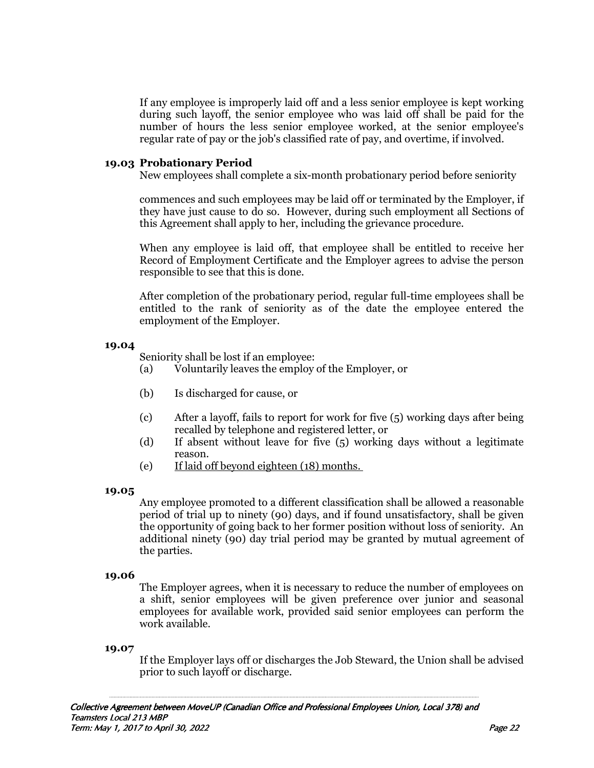If any employee is improperly laid off and a less senior employee is kept working during such layoff, the senior employee who was laid off shall be paid for the number of hours the less senior employee worked, at the senior employee's regular rate of pay or the job's classified rate of pay, and overtime, if involved.

**19.03 Probationary Period**

New employees shall complete a six-month probationary period before seniority

commences and such employees may be laid off or terminated by the Employer, if they have just cause to do so. However, during such employment all Sections of this Agreement shall apply to her, including the grievance procedure.

When any employee is laid off, that employee shall be entitled to receive her Record of Employment Certificate and the Employer agrees to advise the person responsible to see that this is done.

After completion of the probationary period, regular full-time employees shall be entitled to the rank of seniority as of the date the employee entered the employment of the Employer.

**19.04**

Seniority shall be lost if an employee:

(a) Voluntarily leaves the employ of the Employer, or

(b) Is discharged for cause, or

(c) After a layoff, fails to report for work for five (5) working days after being recalled by telephone and registered letter, or

(d) If absent without leave for five (5) working days without a legitimate reason.

(e) <u>If laid off beyond eighteen (18) months.</u>

**19.05**

Any employee promoted to a different classification shall be allowed a reasonable period of trial up to ninety (90) days, and if found unsatisfactory, shall be given the opportunity of going back to her former position without loss of seniority. An additional ninety (90) day trial period may be granted by mutual agreement of the parties.

**19.06**

The Employer agrees, when it is necessary to reduce the number of employees on a shift, senior employees will be given preference over junior and seasonal employees for available work, provided said senior employees can perform the work available.

**19.07**

If the Employer lays off or discharges the Job Steward, the Union shall be advised prior to such layoff or discharge.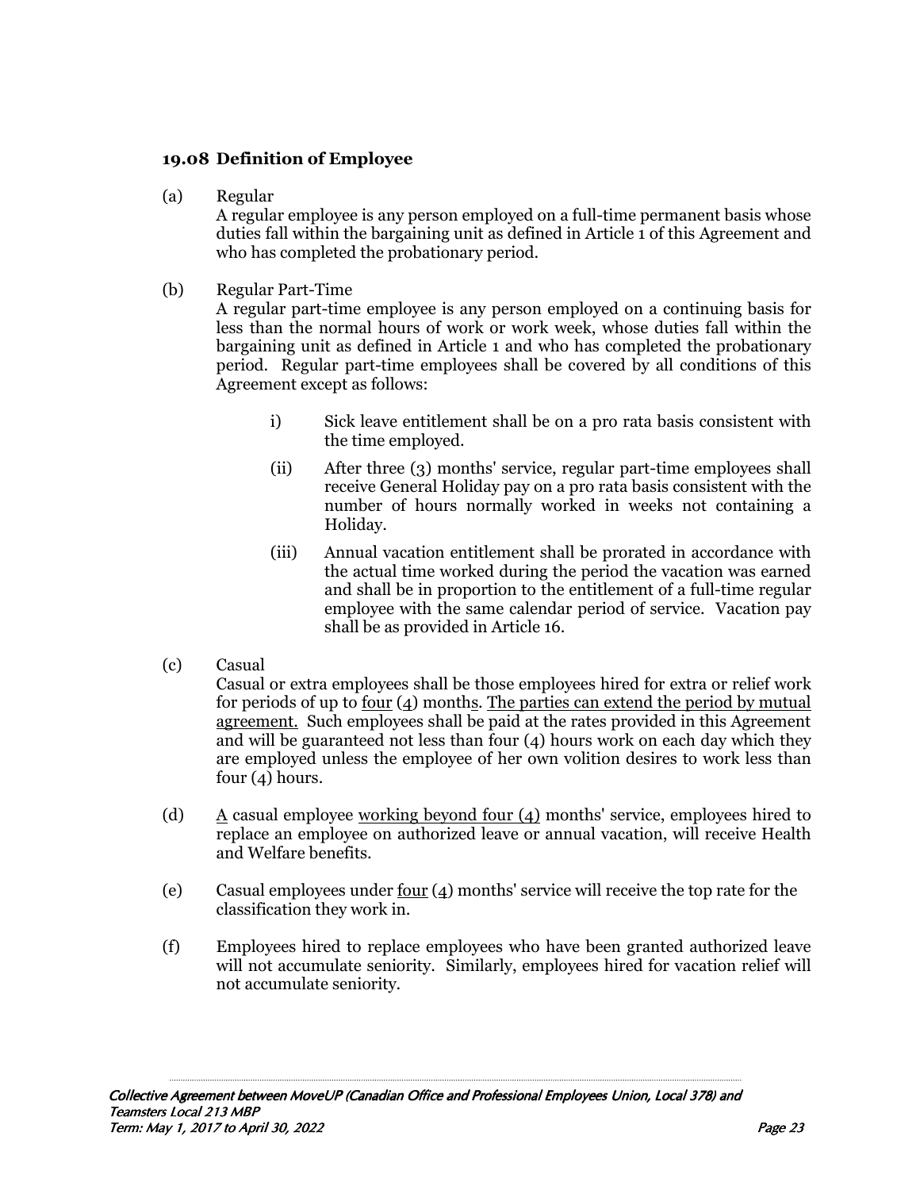### 19.08 Definition of Employee

(a) Regular

A regular employee is any person employed on a full-time permanent basis whose duties fall within the bargaining unit as defined in Article 1 of this Agreement and who has completed the probationary period.

(b) Regular Part-Time

A regular part-time employee is any person employed on a continuing basis for less than the normal hours of work or work week, whose duties fall within the bargaining unit as defined in Article 1 and who has completed the probationary period. Regular part-time employees shall be covered by all conditions of this Agreement except as follows:

i) Sick leave entitlement shall be on a pro rata basis consistent with the time employed.

(ii) After three (3) months' service, regular part-time employees shall receive General Holiday pay on a pro rata basis consistent with the number of hours normally worked in weeks not containing a Holiday.

(iii) Annual vacation entitlement shall be prorated in accordance with the actual time worked during the period the vacation was earned and shall be in proportion to the entitlement of a full-time regular employee with the same calendar period of service. Vacation pay shall be as provided in Article 16.

(c) Casual

Casual or extra employees shall be those employees hired for extra or relief work for periods of up to <u>four</u> (4) month<u>s</u>. <u>The parties can extend the period by mutual agreement.</u> Such employees shall be paid at the rates provided in this Agreement and will be guaranteed not less than four (4) hours work on each day which they are employed unless the employee of her own volition desires to work less than four (4) hours.

(d) <u>A</u> casual employee <u>working beyond four (4)</u> months' service, employees hired to replace an employee on authorized leave or annual vacation, will receive Health and Welfare benefits.

(e) Casual employees under <u>four</u> (4) months' service will receive the top rate for the classification they work in.

(f) Employees hired to replace employees who have been granted authorized leave will not accumulate seniority. Similarly, employees hired for vacation relief will not accumulate seniority.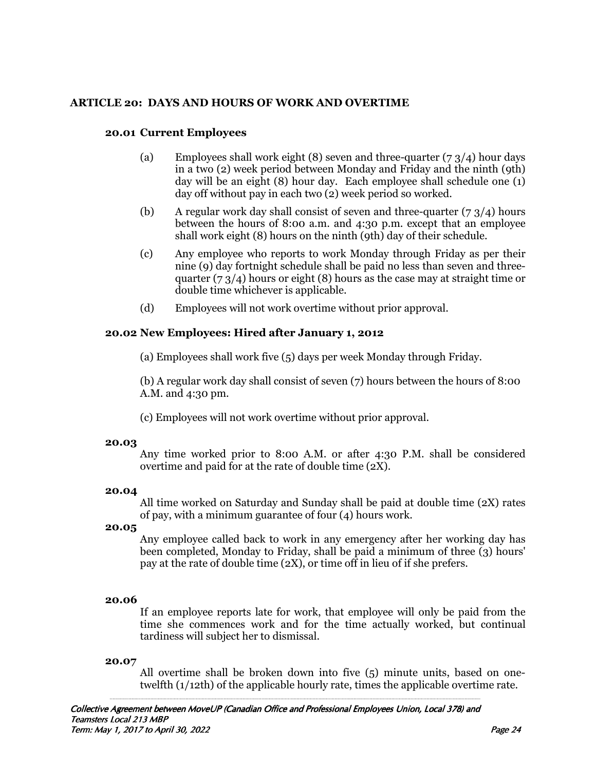## ARTICLE 20: DAYS AND HOURS OF WORK AND OVERTIME

### 20.01 Current Employees

(a) Employees shall work eight (8) seven and three-quarter (7 3/4) hour days in a two (2) week period between Monday and Friday and the ninth (9th) day will be an eight (8) hour day. Each employee shall schedule one (1) day off without pay in each two (2) week period so worked.

(b) A regular work day shall consist of seven and three-quarter (7 3/4) hours between the hours of 8:00 a.m. and 4:30 p.m. except that an employee shall work eight (8) hours on the ninth (9th) day of their schedule.

(c) Any employee who reports to work Monday through Friday as per their nine (9) day fortnight schedule shall be paid no less than seven and three-quarter (7 3/4) hours or eight (8) hours as the case may at straight time or double time whichever is applicable.

(d) Employees will not work overtime without prior approval.

### 20.02 New Employees: Hired after January 1, 2012

(a) Employees shall work five (5) days per week Monday through Friday.

(b) A regular work day shall consist of seven (7) hours between the hours of 8:00 A.M. and 4:30 pm.

(c) Employees will not work overtime without prior approval.

### 20.03

Any time worked prior to 8:00 A.M. or after 4:30 P.M. shall be considered overtime and paid for at the rate of double time (2X).

### 20.04

All time worked on Saturday and Sunday shall be paid at double time (2X) rates of pay, with a minimum guarantee of four (4) hours work.

### 20.05

Any employee called back to work in any emergency after her working day has been completed, Monday to Friday, shall be paid a minimum of three (3) hours' pay at the rate of double time (2X), or time off in lieu of if she prefers.

### 20.06

If an employee reports late for work, that employee will only be paid from the time she commences work and for the time actually worked, but continual tardiness will subject her to dismissal.

### 20.07

All overtime shall be broken down into five (5) minute units, based on one-twelfth (1/12th) of the applicable hourly rate, times the applicable overtime rate.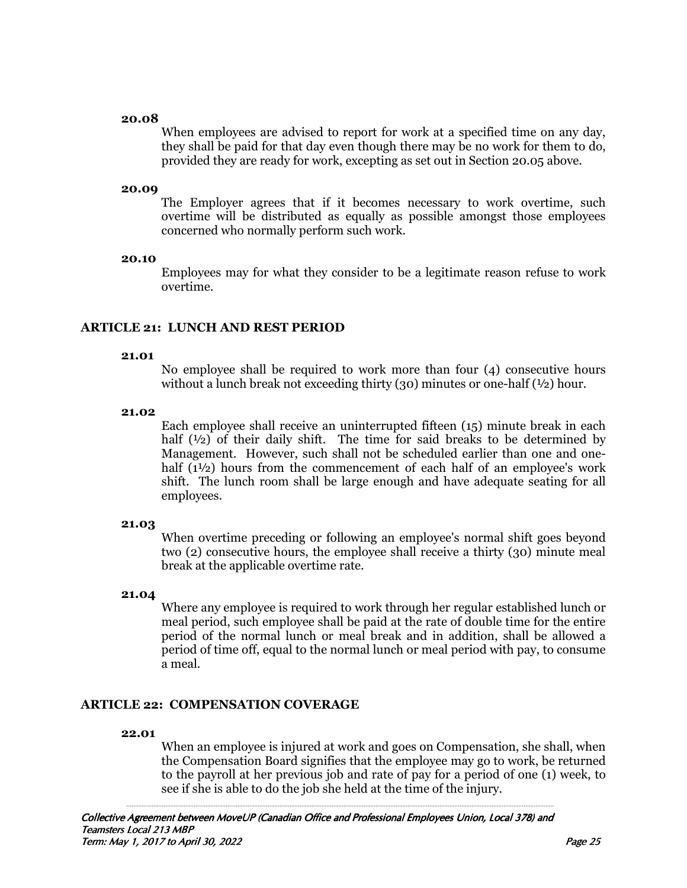**20.08**

When employees are advised to report for work at a specified time on any day, they shall be paid for that day even though there may be no work for them to do, provided they are ready for work, excepting as set out in Section 20.05 above.

**20.09**

The Employer agrees that if it becomes necessary to work overtime, such overtime will be distributed as equally as possible amongst those employees concerned who normally perform such work.

**20.10**

Employees may for what they consider to be a legitimate reason refuse to work overtime.

## ARTICLE 21: LUNCH AND REST PERIOD

**21.01**

No employee shall be required to work more than four (4) consecutive hours without a lunch break not exceeding thirty (30) minutes or one-half (½) hour.

**21.02**

Each employee shall receive an uninterrupted fifteen (15) minute break in each half (½) of their daily shift. The time for said breaks to be determined by Management. However, such shall not be scheduled earlier than one and one-half (1½) hours from the commencement of each half of an employee's work shift. The lunch room shall be large enough and have adequate seating for all employees.

**21.03**

When overtime preceding or following an employee's normal shift goes beyond two (2) consecutive hours, the employee shall receive a thirty (30) minute meal break at the applicable overtime rate.

**21.04**

Where any employee is required to work through her regular established lunch or meal period, such employee shall be paid at the rate of double time for the entire period of the normal lunch or meal break and in addition, shall be allowed a period of time off, equal to the normal lunch or meal period with pay, to consume a meal.

## ARTICLE 22: COMPENSATION COVERAGE

**22.01**

When an employee is injured at work and goes on Compensation, she shall, when the Compensation Board signifies that the employee may go to work, be returned to the payroll at her previous job and rate of pay for a period of one (1) week, to see if she is able to do the job she held at the time of the injury.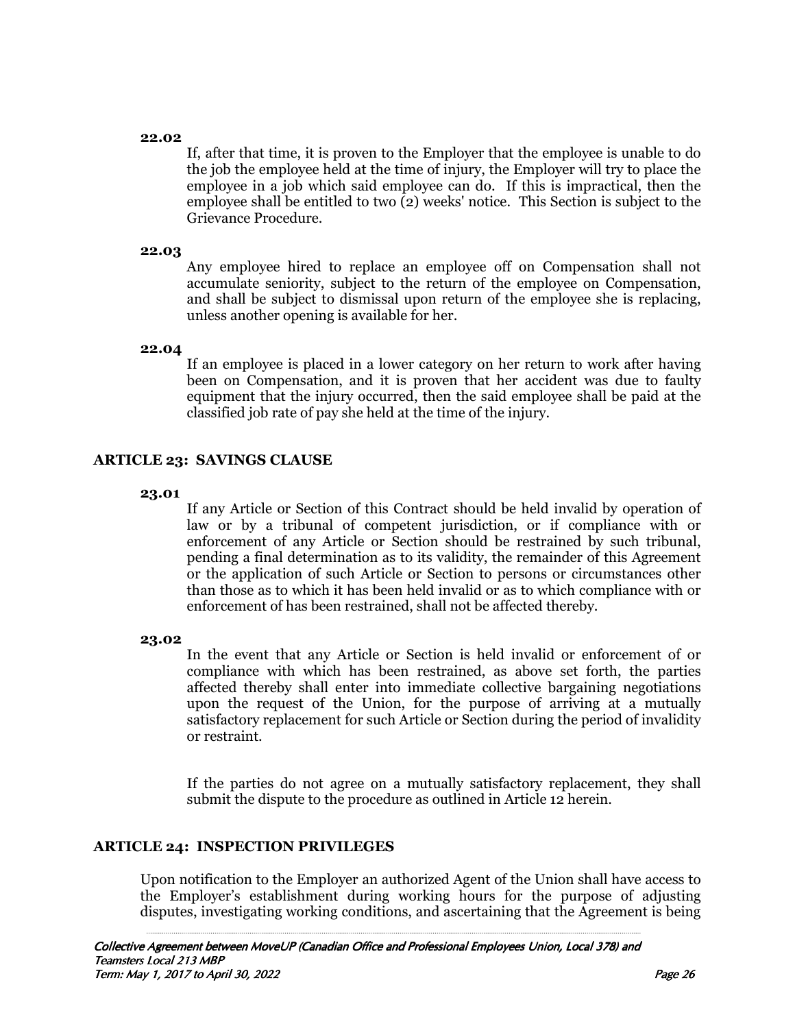**22.02**

If, after that time, it is proven to the Employer that the employee is unable to do the job the employee held at the time of injury, the Employer will try to place the employee in a job which said employee can do. If this is impractical, then the employee shall be entitled to two (2) weeks' notice. This Section is subject to the Grievance Procedure.

**22.03**

Any employee hired to replace an employee off on Compensation shall not accumulate seniority, subject to the return of the employee on Compensation, and shall be subject to dismissal upon return of the employee she is replacing, unless another opening is available for her.

**22.04**

If an employee is placed in a lower category on her return to work after having been on Compensation, and it is proven that her accident was due to faulty equipment that the injury occurred, then the said employee shall be paid at the classified job rate of pay she held at the time of the injury.

## ARTICLE 23: SAVINGS CLAUSE

**23.01**

If any Article or Section of this Contract should be held invalid by operation of law or by a tribunal of competent jurisdiction, or if compliance with or enforcement of any Article or Section should be restrained by such tribunal, pending a final determination as to its validity, the remainder of this Agreement or the application of such Article or Section to persons or circumstances other than those as to which it has been held invalid or as to which compliance with or enforcement of has been restrained, shall not be affected thereby.

**23.02**

In the event that any Article or Section is held invalid or enforcement of or compliance with which has been restrained, as above set forth, the parties affected thereby shall enter into immediate collective bargaining negotiations upon the request of the Union, for the purpose of arriving at a mutually satisfactory replacement for such Article or Section during the period of invalidity or restraint.

If the parties do not agree on a mutually satisfactory replacement, they shall submit the dispute to the procedure as outlined in Article 12 herein.

## ARTICLE 24: INSPECTION PRIVILEGES

Upon notification to the Employer an authorized Agent of the Union shall have access to the Employer's establishment during working hours for the purpose of adjusting disputes, investigating working conditions, and ascertaining that the Agreement is being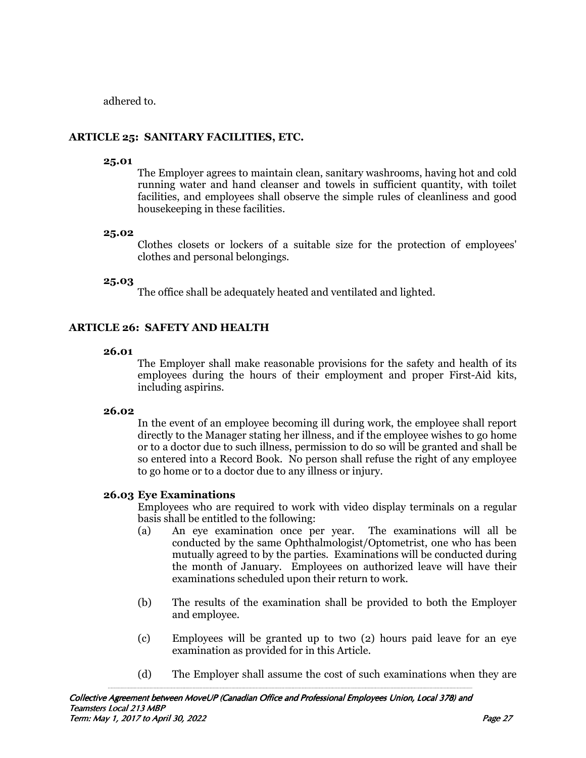adhered to.

## ARTICLE 25: SANITARY FACILITIES, ETC.

**25.01**

The Employer agrees to maintain clean, sanitary washrooms, having hot and cold running water and hand cleanser and towels in sufficient quantity, with toilet facilities, and employees shall observe the simple rules of cleanliness and good housekeeping in these facilities.

**25.02**

Clothes closets or lockers of a suitable size for the protection of employees' clothes and personal belongings.

**25.03**

The office shall be adequately heated and ventilated and lighted.

## ARTICLE 26: SAFETY AND HEALTH

**26.01**

The Employer shall make reasonable provisions for the safety and health of its employees during the hours of their employment and proper First-Aid kits, including aspirins.

**26.02**

In the event of an employee becoming ill during work, the employee shall report directly to the Manager stating her illness, and if the employee wishes to go home or to a doctor due to such illness, permission to do so will be granted and shall be so entered into a Record Book. No person shall refuse the right of any employee to go home or to a doctor due to any illness or injury.

**26.03 Eye Examinations**

Employees who are required to work with video display terminals on a regular basis shall be entitled to the following:

(a) An eye examination once per year. The examinations will all be conducted by the same Ophthalmologist/Optometrist, one who has been mutually agreed to by the parties. Examinations will be conducted during the month of January. Employees on authorized leave will have their examinations scheduled upon their return to work.

(b) The results of the examination shall be provided to both the Employer and employee.

(c) Employees will be granted up to two (2) hours paid leave for an eye examination as provided for in this Article.

(d) The Employer shall assume the cost of such examinations when they are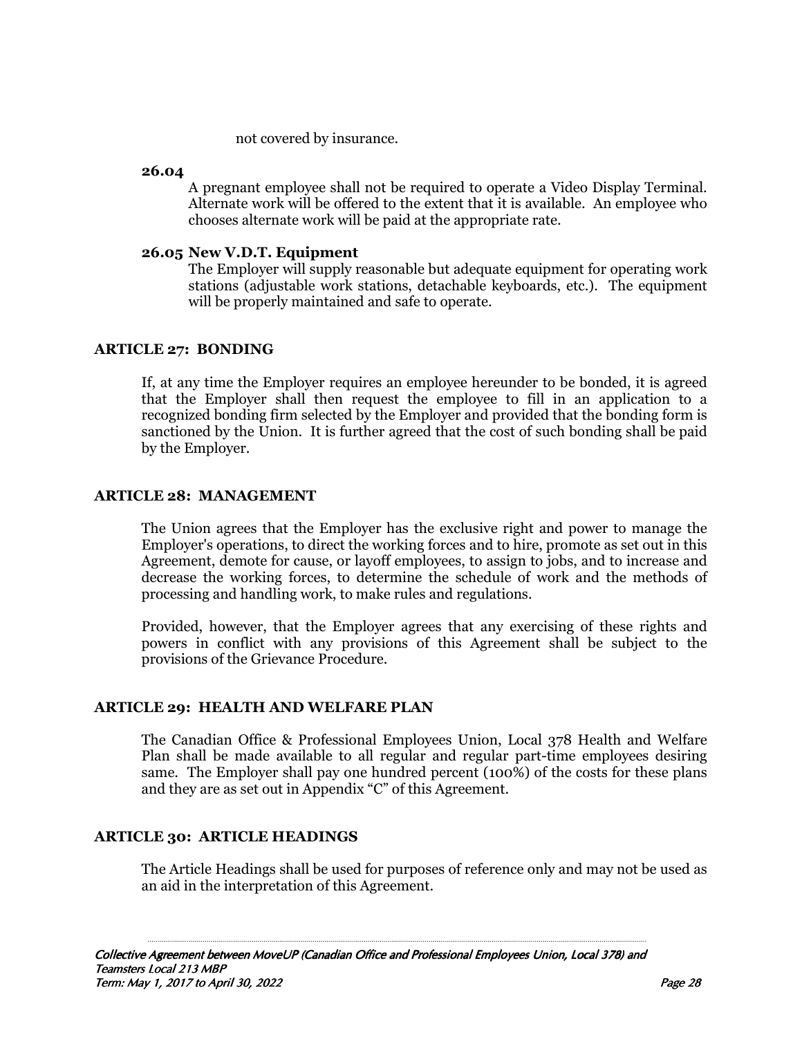not covered by insurance.

**26.04**

A pregnant employee shall not be required to operate a Video Display Terminal. Alternate work will be offered to the extent that it is available. An employee who chooses alternate work will be paid at the appropriate rate.

**26.05 New V.D.T. Equipment**

The Employer will supply reasonable but adequate equipment for operating work stations (adjustable work stations, detachable keyboards, etc.). The equipment will be properly maintained and safe to operate.

## ARTICLE 27: BONDING

If, at any time the Employer requires an employee hereunder to be bonded, it is agreed that the Employer shall then request the employee to fill in an application to a recognized bonding firm selected by the Employer and provided that the bonding form is sanctioned by the Union. It is further agreed that the cost of such bonding shall be paid by the Employer.

## ARTICLE 28: MANAGEMENT

The Union agrees that the Employer has the exclusive right and power to manage the Employer's operations, to direct the working forces and to hire, promote as set out in this Agreement, demote for cause, or layoff employees, to assign to jobs, and to increase and decrease the working forces, to determine the schedule of work and the methods of processing and handling work, to make rules and regulations.

Provided, however, that the Employer agrees that any exercising of these rights and powers in conflict with any provisions of this Agreement shall be subject to the provisions of the Grievance Procedure.

## ARTICLE 29: HEALTH AND WELFARE PLAN

The Canadian Office & Professional Employees Union, Local 378 Health and Welfare Plan shall be made available to all regular and regular part-time employees desiring same. The Employer shall pay one hundred percent (100%) of the costs for these plans and they are as set out in Appendix "C" of this Agreement.

## ARTICLE 30: ARTICLE HEADINGS

The Article Headings shall be used for purposes of reference only and may not be used as an aid in the interpretation of this Agreement.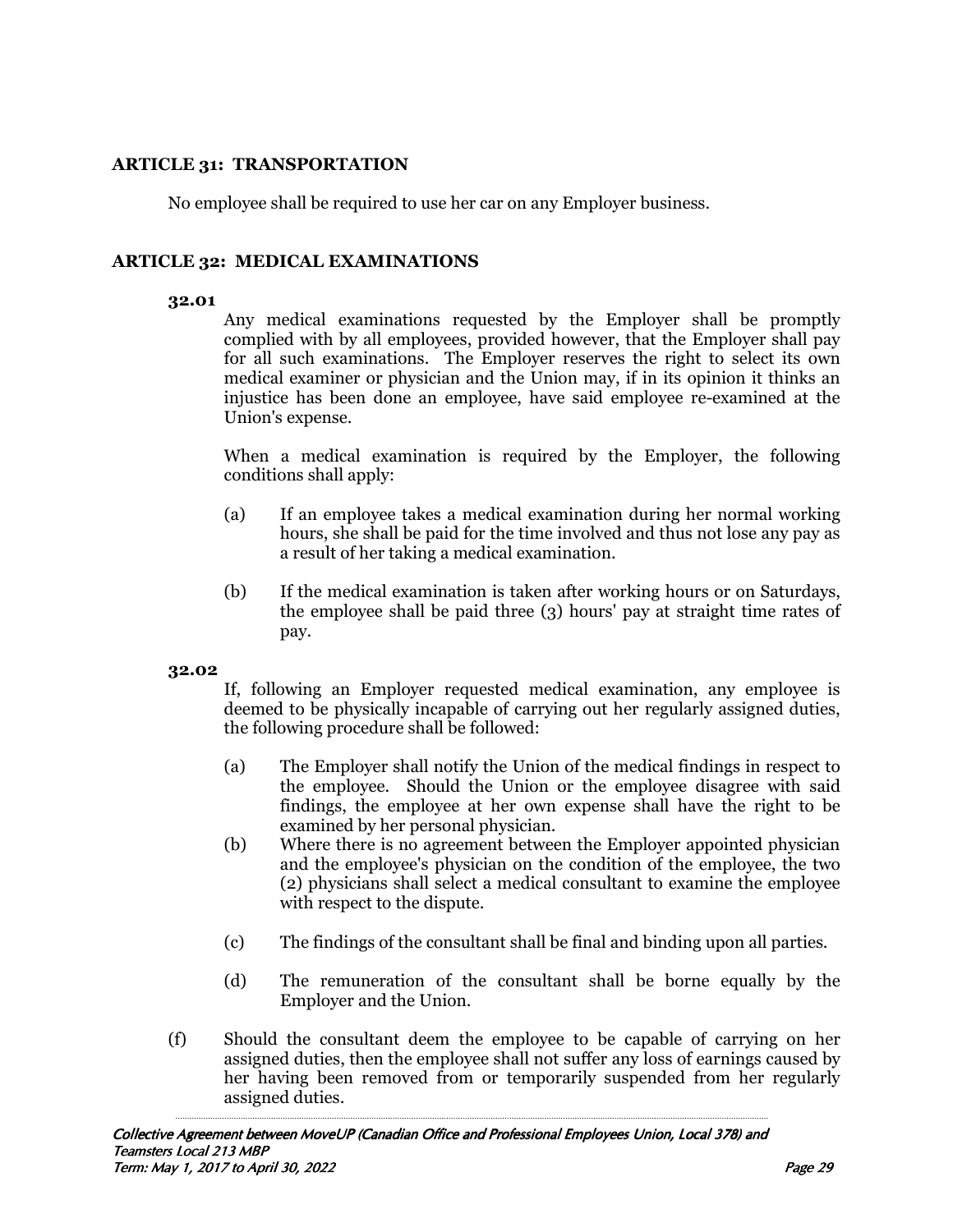## ARTICLE 31: TRANSPORTATION

No employee shall be required to use her car on any Employer business.

## ARTICLE 32: MEDICAL EXAMINATIONS

**32.01**

Any medical examinations requested by the Employer shall be promptly complied with by all employees, provided however, that the Employer shall pay for all such examinations. The Employer reserves the right to select its own medical examiner or physician and the Union may, if in its opinion it thinks an injustice has been done an employee, have said employee re-examined at the Union's expense.

When a medical examination is required by the Employer, the following conditions shall apply:

(a) If an employee takes a medical examination during her normal working hours, she shall be paid for the time involved and thus not lose any pay as a result of her taking a medical examination.

(b) If the medical examination is taken after working hours or on Saturdays, the employee shall be paid three (3) hours' pay at straight time rates of pay.

**32.02**

If, following an Employer requested medical examination, any employee is deemed to be physically incapable of carrying out her regularly assigned duties, the following procedure shall be followed:

(a) The Employer shall notify the Union of the medical findings in respect to the employee. Should the Union or the employee disagree with said findings, the employee at her own expense shall have the right to be examined by her personal physician.

(b) Where there is no agreement between the Employer appointed physician and the employee's physician on the condition of the employee, the two (2) physicians shall select a medical consultant to examine the employee with respect to the dispute.

(c) The findings of the consultant shall be final and binding upon all parties.

(d) The remuneration of the consultant shall be borne equally by the Employer and the Union.

(f) Should the consultant deem the employee to be capable of carrying on her assigned duties, then the employee shall not suffer any loss of earnings caused by her having been removed from or temporarily suspended from her regularly assigned duties.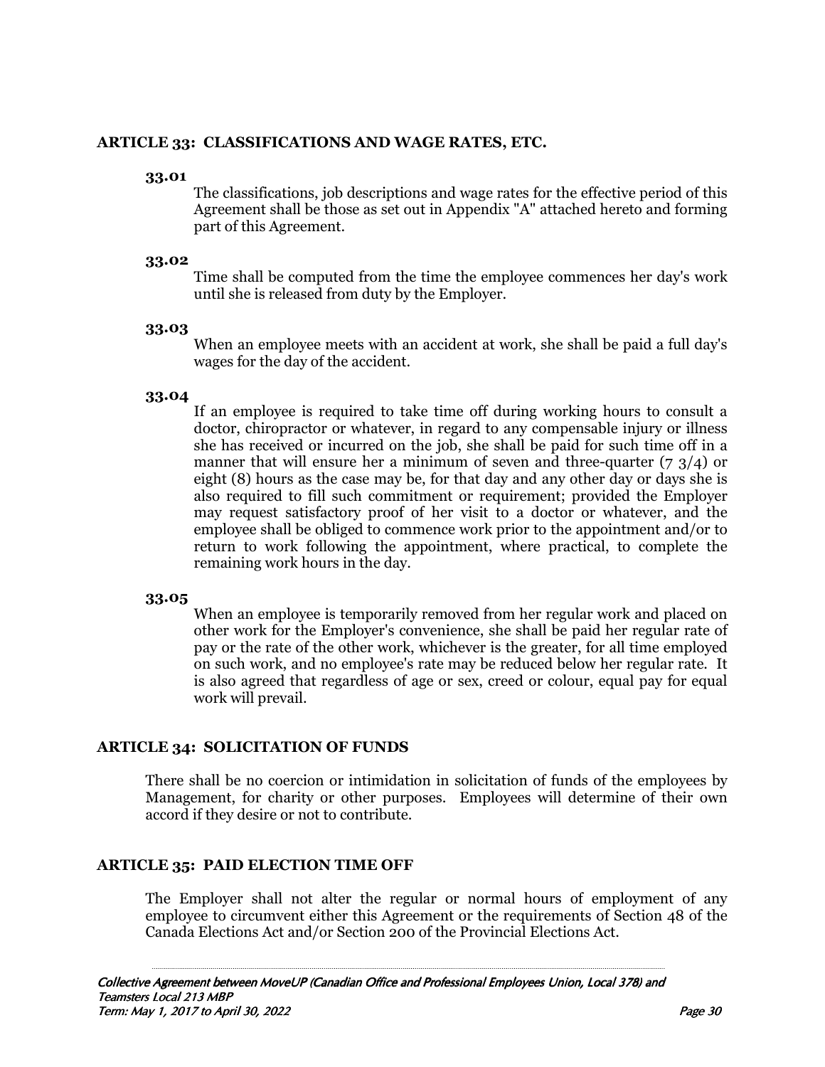## ARTICLE 33: CLASSIFICATIONS AND WAGE RATES, ETC.

**33.01**

The classifications, job descriptions and wage rates for the effective period of this Agreement shall be those as set out in Appendix "A" attached hereto and forming part of this Agreement.

**33.02**

Time shall be computed from the time the employee commences her day's work until she is released from duty by the Employer.

**33.03**

When an employee meets with an accident at work, she shall be paid a full day's wages for the day of the accident.

**33.04**

If an employee is required to take time off during working hours to consult a doctor, chiropractor or whatever, in regard to any compensable injury or illness she has received or incurred on the job, she shall be paid for such time off in a manner that will ensure her a minimum of seven and three-quarter (7 3/4) or eight (8) hours as the case may be, for that day and any other day or days she is also required to fill such commitment or requirement; provided the Employer may request satisfactory proof of her visit to a doctor or whatever, and the employee shall be obliged to commence work prior to the appointment and/or to return to work following the appointment, where practical, to complete the remaining work hours in the day.

**33.05**

When an employee is temporarily removed from her regular work and placed on other work for the Employer's convenience, she shall be paid her regular rate of pay or the rate of the other work, whichever is the greater, for all time employed on such work, and no employee's rate may be reduced below her regular rate. It is also agreed that regardless of age or sex, creed or colour, equal pay for equal work will prevail.

## ARTICLE 34: SOLICITATION OF FUNDS

There shall be no coercion or intimidation in solicitation of funds of the employees by Management, for charity or other purposes. Employees will determine of their own accord if they desire or not to contribute.

## ARTICLE 35: PAID ELECTION TIME OFF

The Employer shall not alter the regular or normal hours of employment of any employee to circumvent either this Agreement or the requirements of Section 48 of the Canada Elections Act and/or Section 200 of the Provincial Elections Act.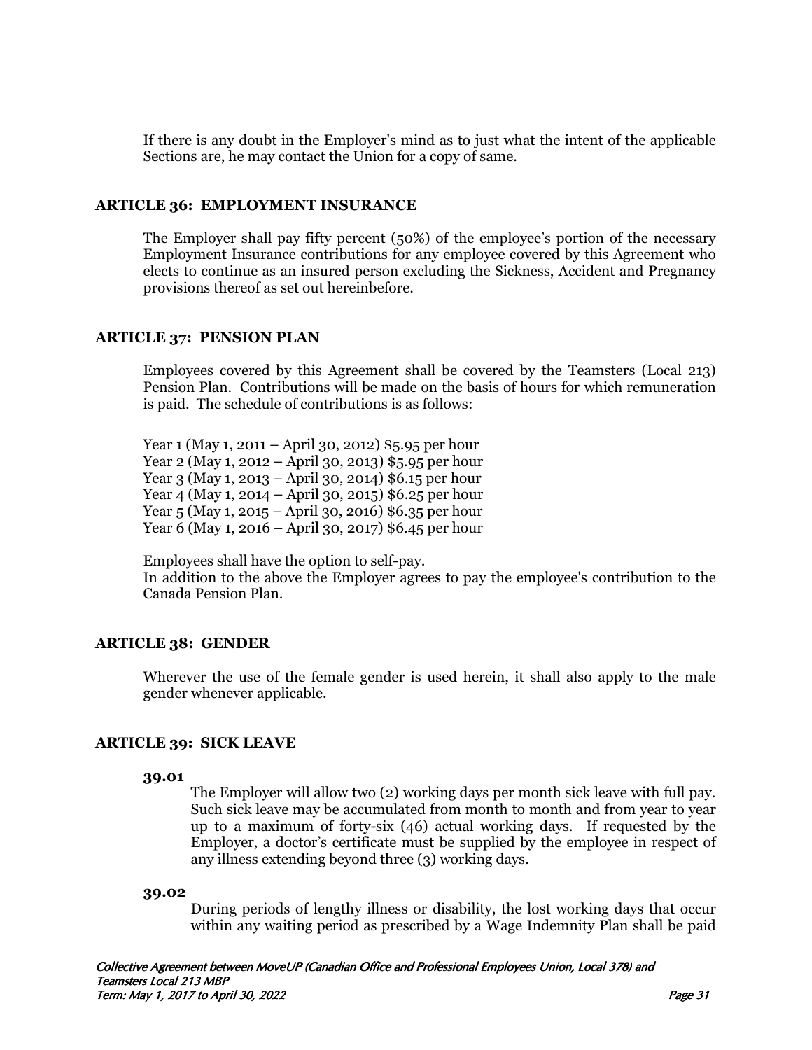If there is any doubt in the Employer's mind as to just what the intent of the applicable Sections are, he may contact the Union for a copy of same.

## ARTICLE 36: EMPLOYMENT INSURANCE

The Employer shall pay fifty percent (50%) of the employee's portion of the necessary Employment Insurance contributions for any employee covered by this Agreement who elects to continue as an insured person excluding the Sickness, Accident and Pregnancy provisions thereof as set out hereinbefore.

## ARTICLE 37: PENSION PLAN

Employees covered by this Agreement shall be covered by the Teamsters (Local 213) Pension Plan. Contributions will be made on the basis of hours for which remuneration is paid. The schedule of contributions is as follows:

Year 1 (May 1, 2011 – April 30, 2012) $5.95 per hour
Year 2 (May 1, 2012 – April 30, 2013) $5.95 per hour
Year 3 (May 1, 2013 – April 30, 2014) $6.15 per hour
Year 4 (May 1, 2014 – April 30, 2015) $6.25 per hour
Year 5 (May 1, 2015 – April 30, 2016) $6.35 per hour
Year 6 (May 1, 2016 – April 30, 2017) $6.45 per hour

Employees shall have the option to self-pay.
In addition to the above the Employer agrees to pay the employee's contribution to the Canada Pension Plan.

## ARTICLE 38: GENDER

Wherever the use of the female gender is used herein, it shall also apply to the male gender whenever applicable.

## ARTICLE 39: SICK LEAVE

**39.01**

The Employer will allow two (2) working days per month sick leave with full pay. Such sick leave may be accumulated from month to month and from year to year up to a maximum of forty-six (46) actual working days. If requested by the Employer, a doctor's certificate must be supplied by the employee in respect of any illness extending beyond three (3) working days.

**39.02**

During periods of lengthy illness or disability, the lost working days that occur within any waiting period as prescribed by a Wage Indemnity Plan shall be paid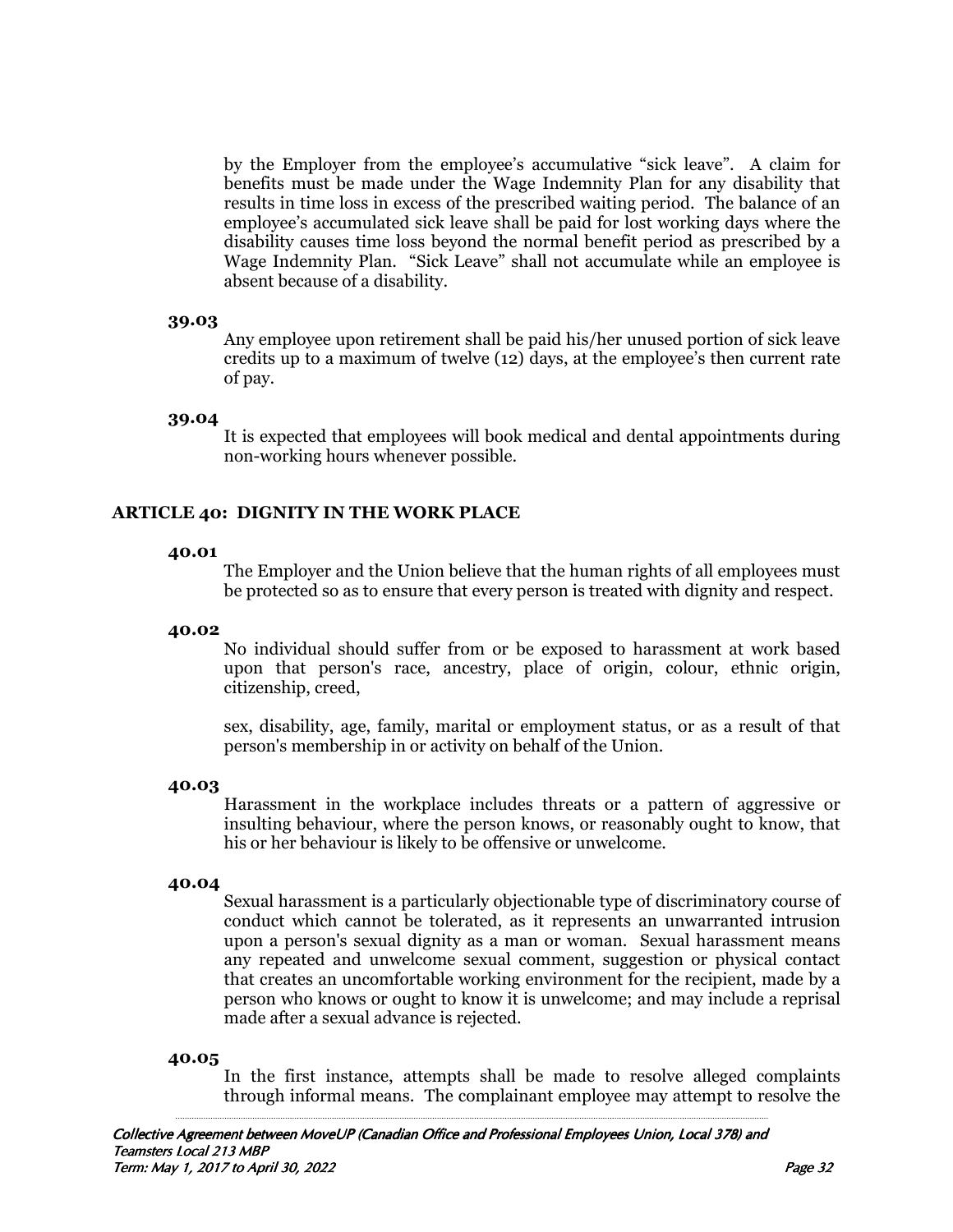by the Employer from the employee's accumulative "sick leave". A claim for benefits must be made under the Wage Indemnity Plan for any disability that results in time loss in excess of the prescribed waiting period. The balance of an employee's accumulated sick leave shall be paid for lost working days where the disability causes time loss beyond the normal benefit period as prescribed by a Wage Indemnity Plan. "Sick Leave" shall not accumulate while an employee is absent because of a disability.

**39.03**

Any employee upon retirement shall be paid his/her unused portion of sick leave credits up to a maximum of twelve (12) days, at the employee's then current rate of pay.

**39.04**

It is expected that employees will book medical and dental appointments during non-working hours whenever possible.

## ARTICLE 40: DIGNITY IN THE WORK PLACE

**40.01**

The Employer and the Union believe that the human rights of all employees must be protected so as to ensure that every person is treated with dignity and respect.

**40.02**

No individual should suffer from or be exposed to harassment at work based upon that person's race, ancestry, place of origin, colour, ethnic origin, citizenship, creed,

sex, disability, age, family, marital or employment status, or as a result of that person's membership in or activity on behalf of the Union.

**40.03**

Harassment in the workplace includes threats or a pattern of aggressive or insulting behaviour, where the person knows, or reasonably ought to know, that his or her behaviour is likely to be offensive or unwelcome.

**40.04**

Sexual harassment is a particularly objectionable type of discriminatory course of conduct which cannot be tolerated, as it represents an unwarranted intrusion upon a person's sexual dignity as a man or woman. Sexual harassment means any repeated and unwelcome sexual comment, suggestion or physical contact that creates an uncomfortable working environment for the recipient, made by a person who knows or ought to know it is unwelcome; and may include a reprisal made after a sexual advance is rejected.

**40.05**

In the first instance, attempts shall be made to resolve alleged complaints through informal means. The complainant employee may attempt to resolve the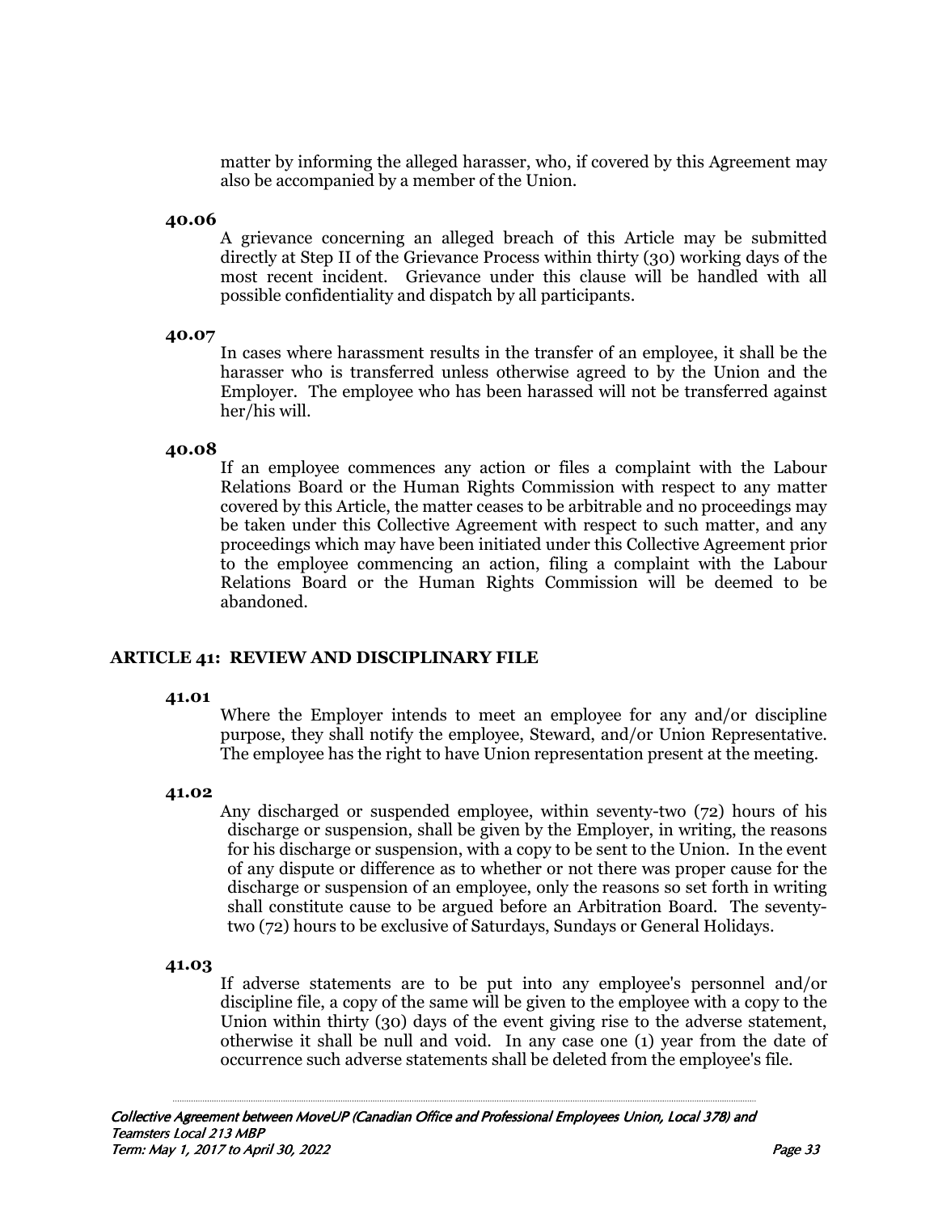matter by informing the alleged harasser, who, if covered by this Agreement may also be accompanied by a member of the Union.

**40.06**

A grievance concerning an alleged breach of this Article may be submitted directly at Step II of the Grievance Process within thirty (30) working days of the most recent incident. Grievance under this clause will be handled with all possible confidentiality and dispatch by all participants.

**40.07**

In cases where harassment results in the transfer of an employee, it shall be the harasser who is transferred unless otherwise agreed to by the Union and the Employer. The employee who has been harassed will not be transferred against her/his will.

**40.08**

If an employee commences any action or files a complaint with the Labour Relations Board or the Human Rights Commission with respect to any matter covered by this Article, the matter ceases to be arbitrable and no proceedings may be taken under this Collective Agreement with respect to such matter, and any proceedings which may have been initiated under this Collective Agreement prior to the employee commencing an action, filing a complaint with the Labour Relations Board or the Human Rights Commission will be deemed to be abandoned.

## ARTICLE 41: REVIEW AND DISCIPLINARY FILE

**41.01**

Where the Employer intends to meet an employee for any and/or discipline purpose, they shall notify the employee, Steward, and/or Union Representative. The employee has the right to have Union representation present at the meeting.

**41.02**

Any discharged or suspended employee, within seventy-two (72) hours of his discharge or suspension, shall be given by the Employer, in writing, the reasons for his discharge or suspension, with a copy to be sent to the Union. In the event of any dispute or difference as to whether or not there was proper cause for the discharge or suspension of an employee, only the reasons so set forth in writing shall constitute cause to be argued before an Arbitration Board. The seventy-two (72) hours to be exclusive of Saturdays, Sundays or General Holidays.

**41.03**

If adverse statements are to be put into any employee's personnel and/or discipline file, a copy of the same will be given to the employee with a copy to the Union within thirty (30) days of the event giving rise to the adverse statement, otherwise it shall be null and void. In any case one (1) year from the date of occurrence such adverse statements shall be deleted from the employee's file.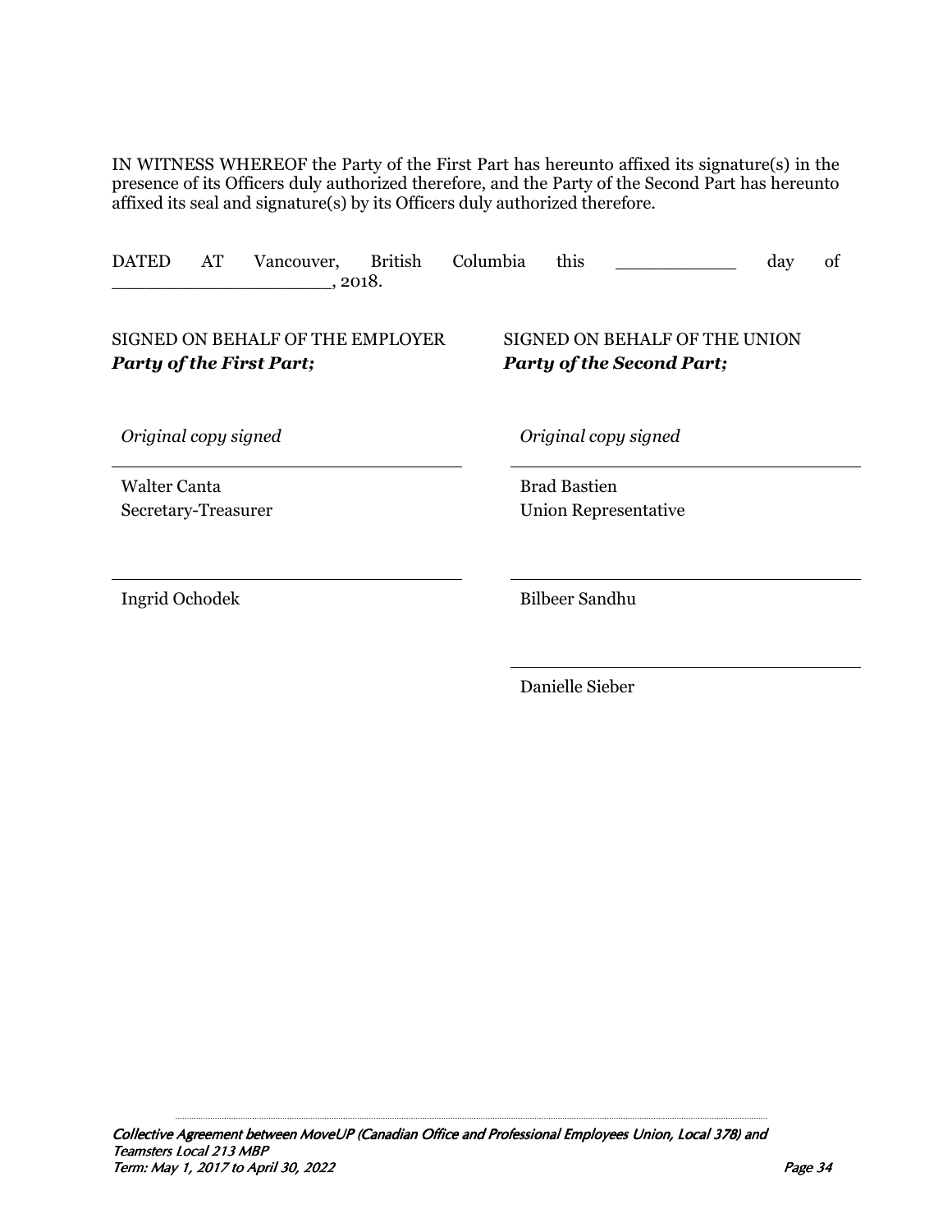IN WITNESS WHEREOF the Party of the First Part has hereunto affixed its signature(s) in the presence of its Officers duly authorized therefore, and the Party of the Second Part has hereunto affixed its seal and signature(s) by its Officers duly authorized therefore.

DATED AT Vancouver, British Columbia this ___________ day of ____________________, 2018.

| SIGNED ON BEHALF OF THE EMPLOYER<br>***Party of the First Part;*** | SIGNED ON BEHALF OF THE UNION<br>***Party of the Second Part;*** |
| --- | --- |
| *Original copy signed* | *Original copy signed* |
| Walter Canta<br>Secretary-Treasurer | Brad Bastien<br>Union Representative |
| Ingrid Ochodek | Bilbeer Sandhu |
| | Danielle Sieber |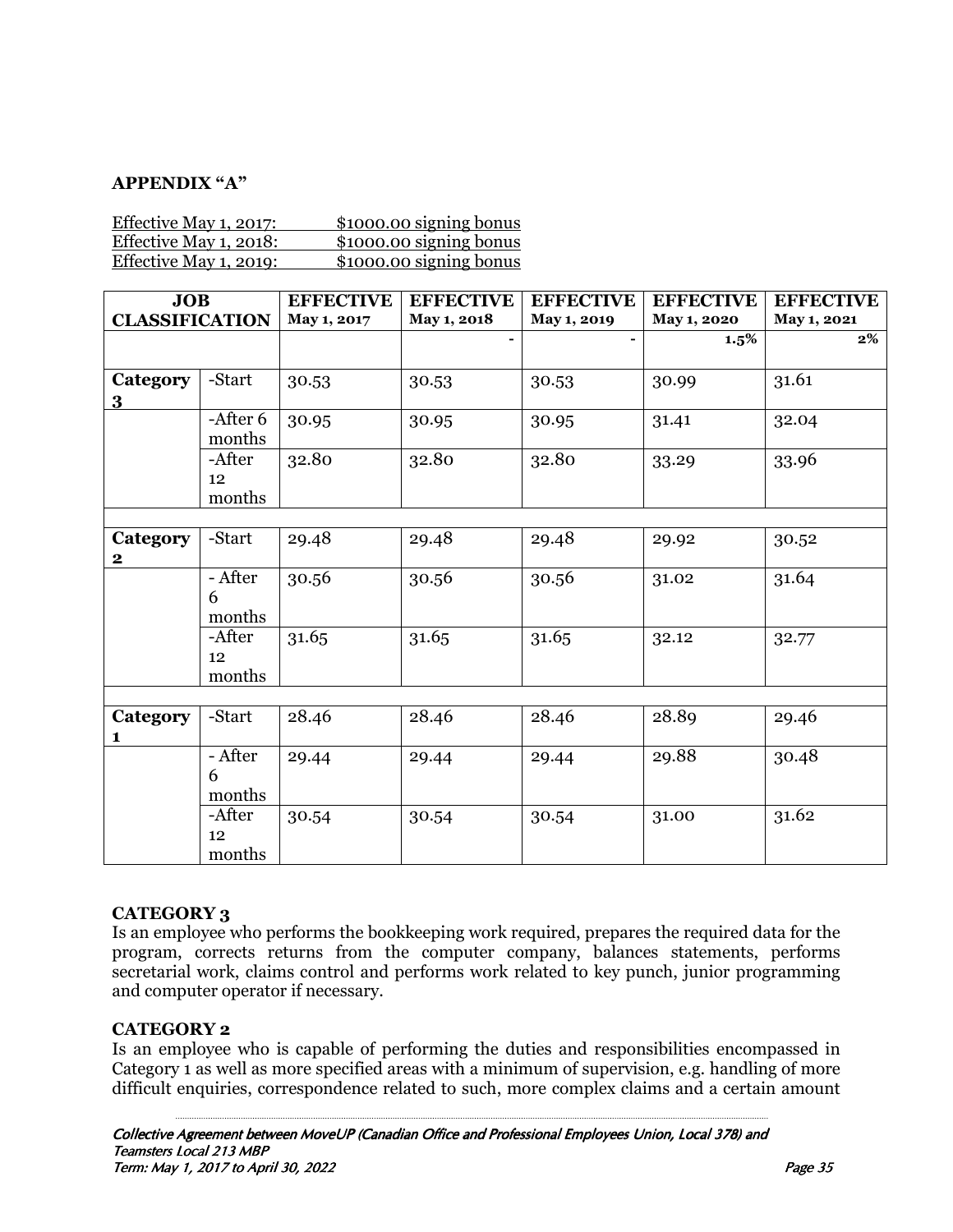**APPENDIX "A"**

Effective May 1, 2017: $1000.00 signing bonus
Effective May 1, 2018: $1000.00 signing bonus
Effective May 1, 2019: $1000.00 signing bonus

| JOB CLASSIFICATION | | EFFECTIVE May 1, 2017 | EFFECTIVE May 1, 2018 | EFFECTIVE May 1, 2019 | EFFECTIVE May 1, 2020 | EFFECTIVE May 1, 2021 |
|---|---|---|---|---|---|---|
| | | | - | - | 1.5% | 2% |
| **Category 3** | -Start | 30.53 | 30.53 | 30.53 | 30.99 | 31.61 |
| | -After 6 months | 30.95 | 30.95 | 30.95 | 31.41 | 32.04 |
| | -After 12 months | 32.80 | 32.80 | 32.80 | 33.29 | 33.96 |
| | | | | | | |
| **Category 2** | -Start | 29.48 | 29.48 | 29.48 | 29.92 | 30.52 |
| | - After 6 months | 30.56 | 30.56 | 30.56 | 31.02 | 31.64 |
| | -After 12 months | 31.65 | 31.65 | 31.65 | 32.12 | 32.77 |
| | | | | | | |
| **Category 1** | -Start | 28.46 | 28.46 | 28.46 | 28.89 | 29.46 |
| | - After 6 months | 29.44 | 29.44 | 29.44 | 29.88 | 30.48 |
| | -After 12 months | 30.54 | 30.54 | 30.54 | 31.00 | 31.62 |

**CATEGORY 3**
Is an employee who performs the bookkeeping work required, prepares the required data for the program, corrects returns from the computer company, balances statements, performs secretarial work, claims control and performs work related to key punch, junior programming and computer operator if necessary.

**CATEGORY 2**
Is an employee who is capable of performing the duties and responsibilities encompassed in Category 1 as well as more specified areas with a minimum of supervision, e.g. handling of more difficult enquiries, correspondence related to such, more complex claims and a certain amount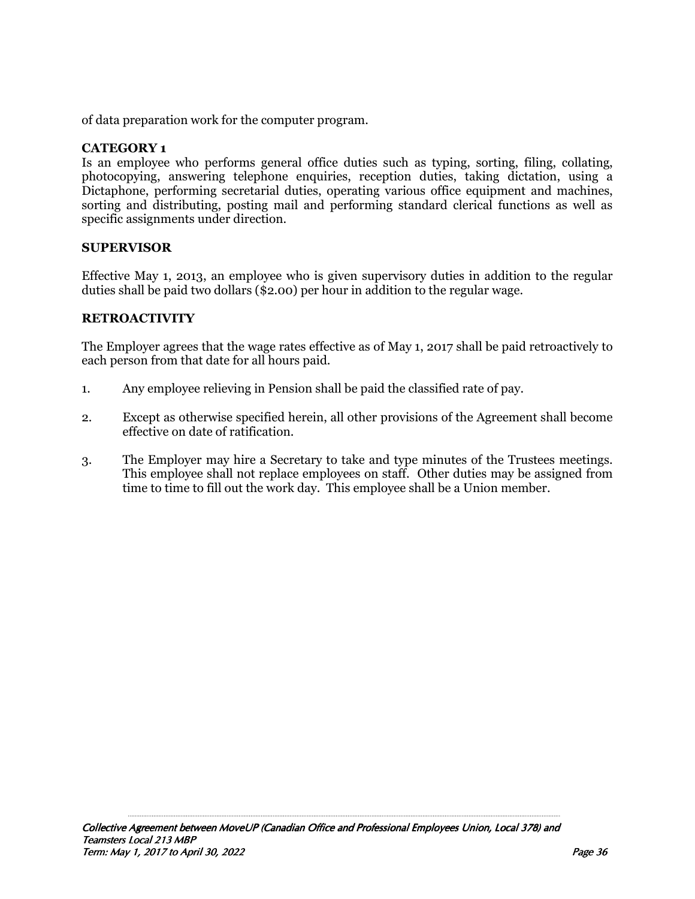of data preparation work for the computer program.

**CATEGORY 1**
Is an employee who performs general office duties such as typing, sorting, filing, collating, photocopying, answering telephone enquiries, reception duties, taking dictation, using a Dictaphone, performing secretarial duties, operating various office equipment and machines, sorting and distributing, posting mail and performing standard clerical functions as well as specific assignments under direction.

**SUPERVISOR**

Effective May 1, 2013, an employee who is given supervisory duties in addition to the regular duties shall be paid two dollars ($2.00) per hour in addition to the regular wage.

**RETROACTIVITY**

The Employer agrees that the wage rates effective as of May 1, 2017 shall be paid retroactively to each person from that date for all hours paid.

1. Any employee relieving in Pension shall be paid the classified rate of pay.

2. Except as otherwise specified herein, all other provisions of the Agreement shall become effective on date of ratification.

3. The Employer may hire a Secretary to take and type minutes of the Trustees meetings. This employee shall not replace employees on staff. Other duties may be assigned from time to time to fill out the work day. This employee shall be a Union member.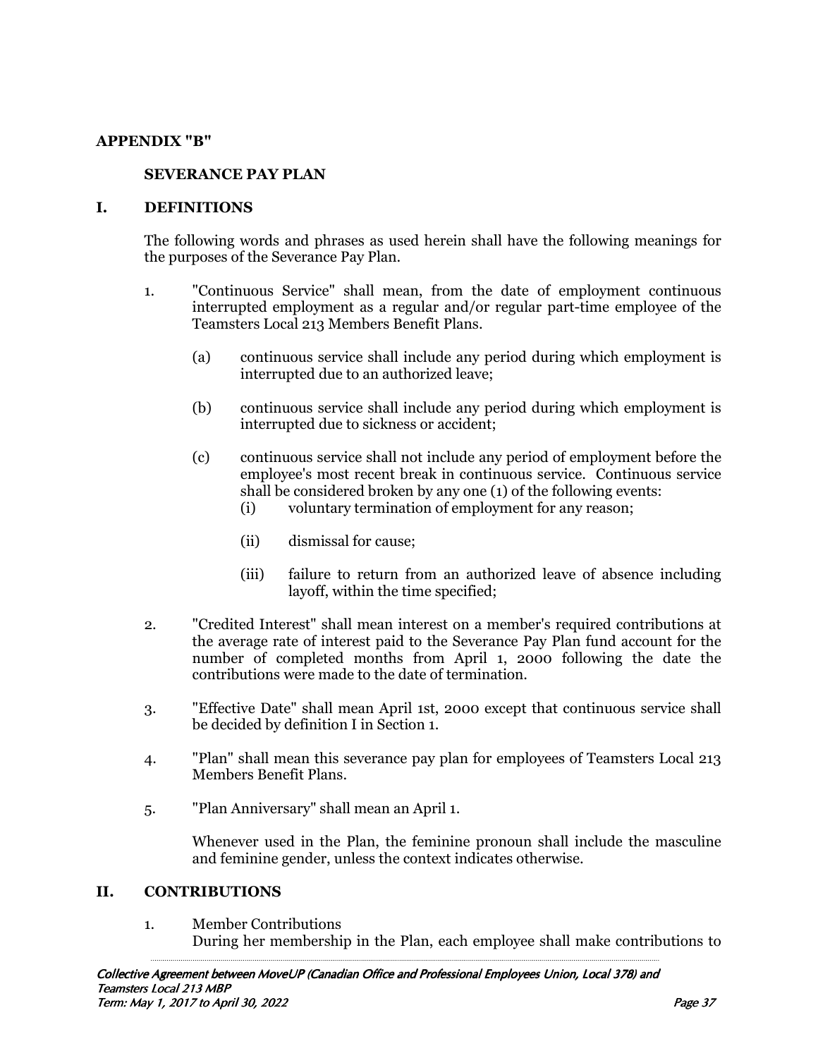## APPENDIX "B"

### SEVERANCE PAY PLAN

### I. DEFINITIONS

The following words and phrases as used herein shall have the following meanings for the purposes of the Severance Pay Plan.

1. "Continuous Service" shall mean, from the date of employment continuous interrupted employment as a regular and/or regular part-time employee of the Teamsters Local 213 Members Benefit Plans.

   (a) continuous service shall include any period during which employment is interrupted due to an authorized leave;

   (b) continuous service shall include any period during which employment is interrupted due to sickness or accident;

   (c) continuous service shall not include any period of employment before the employee's most recent break in continuous service. Continuous service shall be considered broken by any one (1) of the following events:

      (i) voluntary termination of employment for any reason;

      (ii) dismissal for cause;

      (iii) failure to return from an authorized leave of absence including layoff, within the time specified;

2. "Credited Interest" shall mean interest on a member's required contributions at the average rate of interest paid to the Severance Pay Plan fund account for the number of completed months from April 1, 2000 following the date the contributions were made to the date of termination.

3. "Effective Date" shall mean April 1st, 2000 except that continuous service shall be decided by definition I in Section 1.

4. "Plan" shall mean this severance pay plan for employees of Teamsters Local 213 Members Benefit Plans.

5. "Plan Anniversary" shall mean an April 1.

   Whenever used in the Plan, the feminine pronoun shall include the masculine and feminine gender, unless the context indicates otherwise.

### II. CONTRIBUTIONS

1. Member Contributions
   During her membership in the Plan, each employee shall make contributions to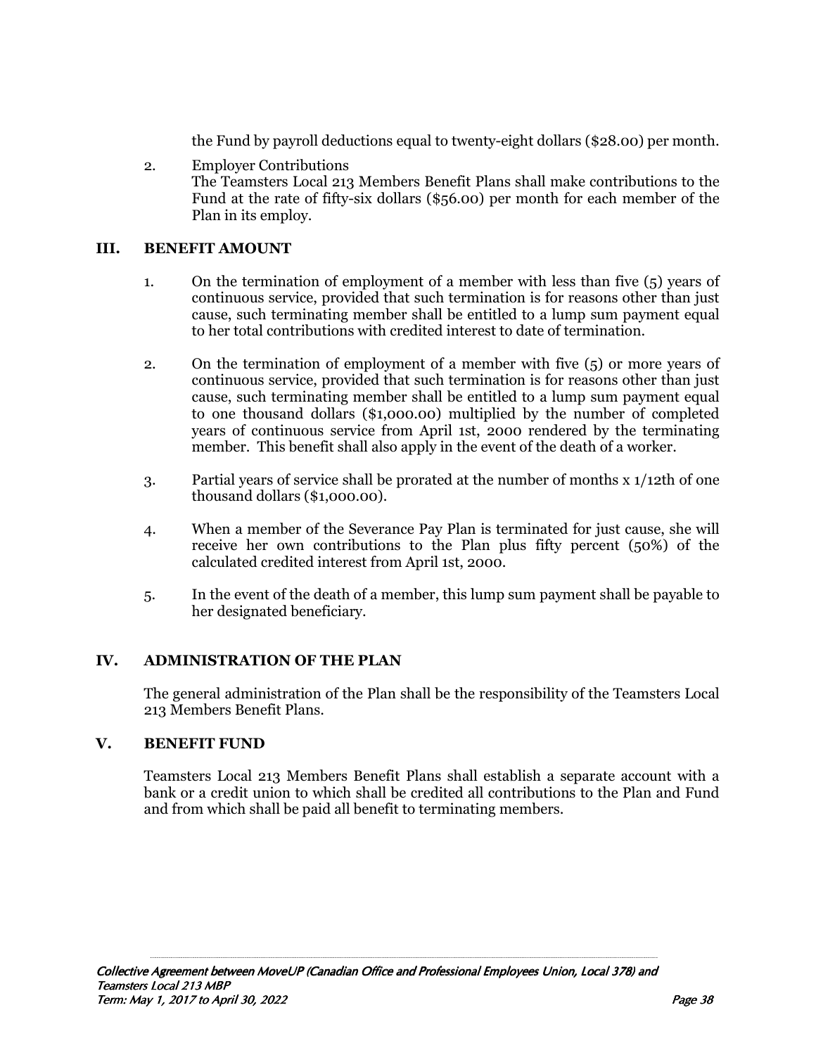the Fund by payroll deductions equal to twenty-eight dollars ($28.00) per month.

2. Employer Contributions
   The Teamsters Local 213 Members Benefit Plans shall make contributions to the Fund at the rate of fifty-six dollars ($56.00) per month for each member of the Plan in its employ.

## III. BENEFIT AMOUNT

1. On the termination of employment of a member with less than five (5) years of continuous service, provided that such termination is for reasons other than just cause, such terminating member shall be entitled to a lump sum payment equal to her total contributions with credited interest to date of termination.

2. On the termination of employment of a member with five (5) or more years of continuous service, provided that such termination is for reasons other than just cause, such terminating member shall be entitled to a lump sum payment equal to one thousand dollars ($1,000.00) multiplied by the number of completed years of continuous service from April 1st, 2000 rendered by the terminating member. This benefit shall also apply in the event of the death of a worker.

3. Partial years of service shall be prorated at the number of months x 1/12th of one thousand dollars ($1,000.00).

4. When a member of the Severance Pay Plan is terminated for just cause, she will receive her own contributions to the Plan plus fifty percent (50%) of the calculated credited interest from April 1st, 2000.

5. In the event of the death of a member, this lump sum payment shall be payable to her designated beneficiary.

## IV. ADMINISTRATION OF THE PLAN

The general administration of the Plan shall be the responsibility of the Teamsters Local 213 Members Benefit Plans.

## V. BENEFIT FUND

Teamsters Local 213 Members Benefit Plans shall establish a separate account with a bank or a credit union to which shall be credited all contributions to the Plan and Fund and from which shall be paid all benefit to terminating members.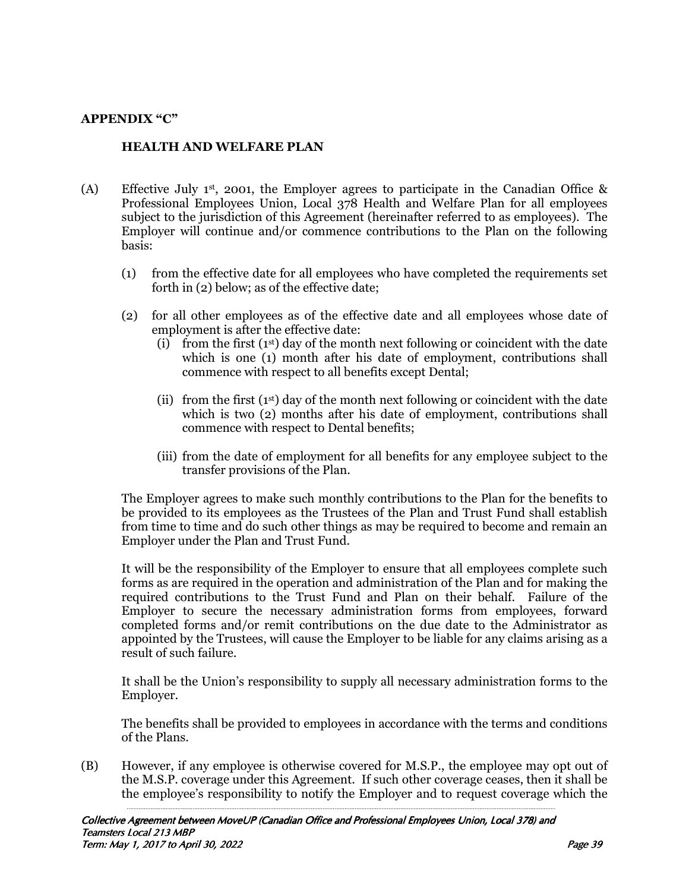## APPENDIX "C"

### HEALTH AND WELFARE PLAN

(A) Effective July 1st, 2001, the Employer agrees to participate in the Canadian Office & Professional Employees Union, Local 378 Health and Welfare Plan for all employees subject to the jurisdiction of this Agreement (hereinafter referred to as employees). The Employer will continue and/or commence contributions to the Plan on the following basis:

(1) from the effective date for all employees who have completed the requirements set forth in (2) below; as of the effective date;

(2) for all other employees as of the effective date and all employees whose date of employment is after the effective date:

(i) from the first (1st) day of the month next following or coincident with the date which is one (1) month after his date of employment, contributions shall commence with respect to all benefits except Dental;

(ii) from the first (1st) day of the month next following or coincident with the date which is two (2) months after his date of employment, contributions shall commence with respect to Dental benefits;

(iii) from the date of employment for all benefits for any employee subject to the transfer provisions of the Plan.

The Employer agrees to make such monthly contributions to the Plan for the benefits to be provided to its employees as the Trustees of the Plan and Trust Fund shall establish from time to time and do such other things as may be required to become and remain an Employer under the Plan and Trust Fund.

It will be the responsibility of the Employer to ensure that all employees complete such forms as are required in the operation and administration of the Plan and for making the required contributions to the Trust Fund and Plan on their behalf. Failure of the Employer to secure the necessary administration forms from employees, forward completed forms and/or remit contributions on the due date to the Administrator as appointed by the Trustees, will cause the Employer to be liable for any claims arising as a result of such failure.

It shall be the Union's responsibility to supply all necessary administration forms to the Employer.

The benefits shall be provided to employees in accordance with the terms and conditions of the Plans.

(B) However, if any employee is otherwise covered for M.S.P., the employee may opt out of the M.S.P. coverage under this Agreement. If such other coverage ceases, then it shall be the employee's responsibility to notify the Employer and to request coverage which the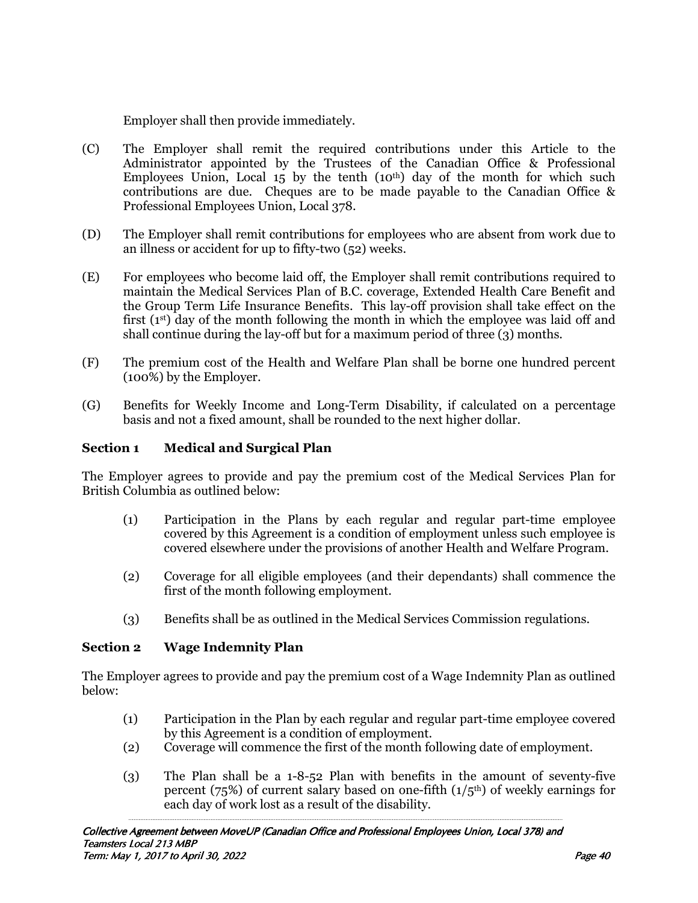Employer shall then provide immediately.

(C) The Employer shall remit the required contributions under this Article to the Administrator appointed by the Trustees of the Canadian Office & Professional Employees Union, Local 15 by the tenth (10th) day of the month for which such contributions are due. Cheques are to be made payable to the Canadian Office & Professional Employees Union, Local 378.

(D) The Employer shall remit contributions for employees who are absent from work due to an illness or accident for up to fifty-two (52) weeks.

(E) For employees who become laid off, the Employer shall remit contributions required to maintain the Medical Services Plan of B.C. coverage, Extended Health Care Benefit and the Group Term Life Insurance Benefits. This lay-off provision shall take effect on the first (1st) day of the month following the month in which the employee was laid off and shall continue during the lay-off but for a maximum period of three (3) months.

(F) The premium cost of the Health and Welfare Plan shall be borne one hundred percent (100%) by the Employer.

(G) Benefits for Weekly Income and Long-Term Disability, if calculated on a percentage basis and not a fixed amount, shall be rounded to the next higher dollar.

**Section 1 Medical and Surgical Plan**

The Employer agrees to provide and pay the premium cost of the Medical Services Plan for British Columbia as outlined below:

(1) Participation in the Plans by each regular and regular part-time employee covered by this Agreement is a condition of employment unless such employee is covered elsewhere under the provisions of another Health and Welfare Program.

(2) Coverage for all eligible employees (and their dependants) shall commence the first of the month following employment.

(3) Benefits shall be as outlined in the Medical Services Commission regulations.

**Section 2 Wage Indemnity Plan**

The Employer agrees to provide and pay the premium cost of a Wage Indemnity Plan as outlined below:

(1) Participation in the Plan by each regular and regular part-time employee covered by this Agreement is a condition of employment.

(2) Coverage will commence the first of the month following date of employment.

(3) The Plan shall be a 1-8-52 Plan with benefits in the amount of seventy-five percent (75%) of current salary based on one-fifth (1/5th) of weekly earnings for each day of work lost as a result of the disability.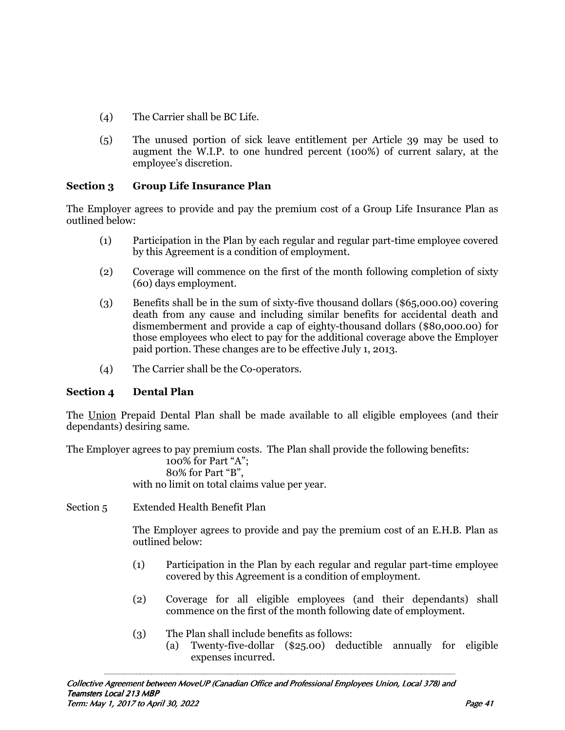(4) The Carrier shall be BC Life.

(5) The unused portion of sick leave entitlement per Article 39 may be used to augment the W.I.P. to one hundred percent (100%) of current salary, at the employee's discretion.

**Section 3 Group Life Insurance Plan**

The Employer agrees to provide and pay the premium cost of a Group Life Insurance Plan as outlined below:

(1) Participation in the Plan by each regular and regular part-time employee covered by this Agreement is a condition of employment.

(2) Coverage will commence on the first of the month following completion of sixty (60) days employment.

(3) Benefits shall be in the sum of sixty-five thousand dollars ($65,000.00) covering death from any cause and including similar benefits for accidental death and dismemberment and provide a cap of eighty-thousand dollars ($80,000.00) for those employees who elect to pay for the additional coverage above the Employer paid portion. These changes are to be effective July 1, 2013.

(4) The Carrier shall be the Co-operators.

**Section 4 Dental Plan**

The Union Prepaid Dental Plan shall be made available to all eligible employees (and their dependants) desiring same.

The Employer agrees to pay premium costs. The Plan shall provide the following benefits:

100% for Part "A";
80% for Part "B",
with no limit on total claims value per year.

Section 5 Extended Health Benefit Plan

The Employer agrees to provide and pay the premium cost of an E.H.B. Plan as outlined below:

(1) Participation in the Plan by each regular and regular part-time employee covered by this Agreement is a condition of employment.

(2) Coverage for all eligible employees (and their dependants) shall commence on the first of the month following date of employment.

(3) The Plan shall include benefits as follows:
(a) Twenty-five-dollar ($25.00) deductible annually for eligible expenses incurred.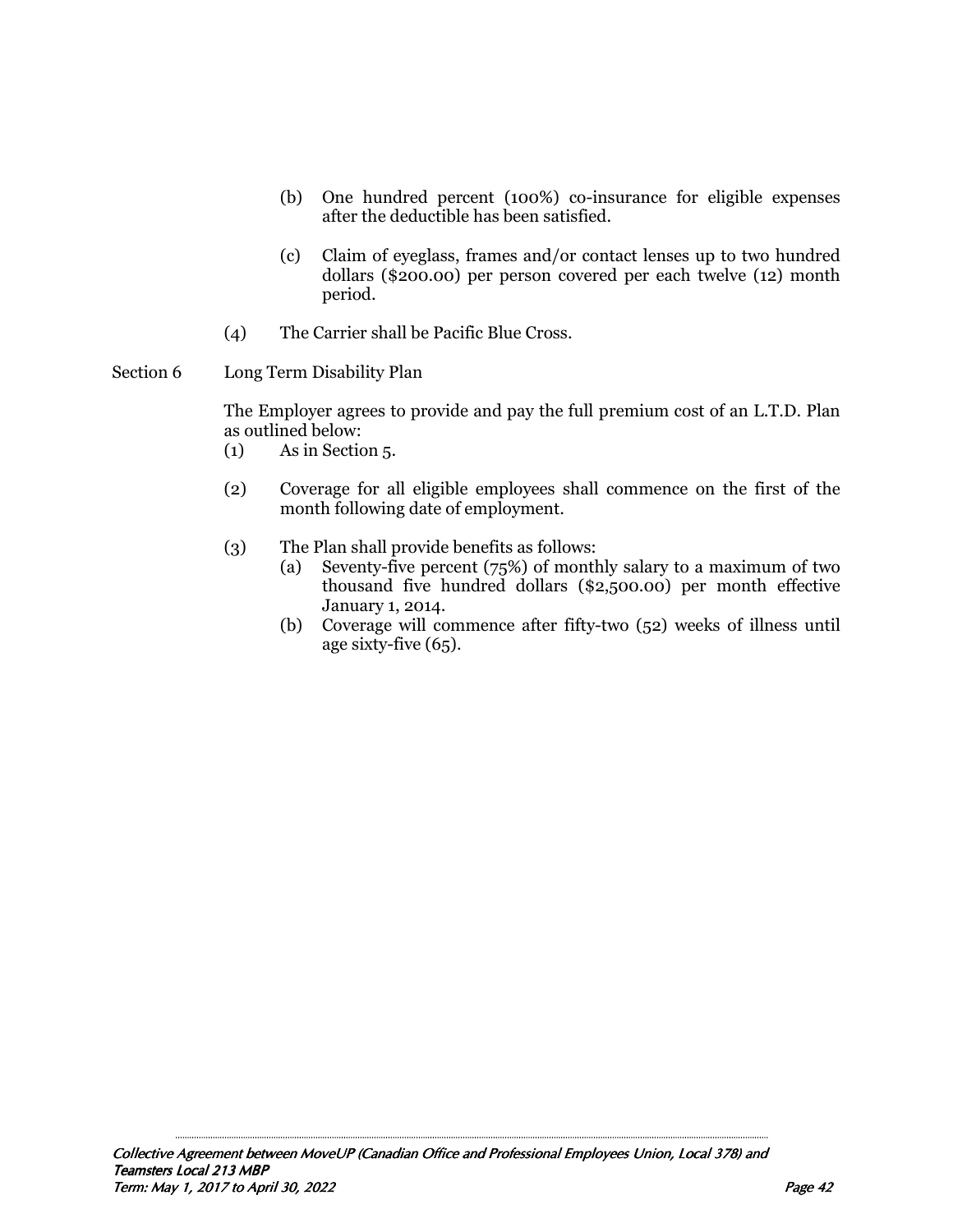(b) One hundred percent (100%) co-insurance for eligible expenses after the deductible has been satisfied.

(c) Claim of eyeglass, frames and/or contact lenses up to two hundred dollars ($200.00) per person covered per each twelve (12) month period.

(4) The Carrier shall be Pacific Blue Cross.

Section 6 Long Term Disability Plan

The Employer agrees to provide and pay the full premium cost of an L.T.D. Plan as outlined below:

(1) As in Section 5.

(2) Coverage for all eligible employees shall commence on the first of the month following date of employment.

(3) The Plan shall provide benefits as follows:

(a) Seventy-five percent (75%) of monthly salary to a maximum of two thousand five hundred dollars ($2,500.00) per month effective January 1, 2014.

(b) Coverage will commence after fifty-two (52) weeks of illness until age sixty-five (65).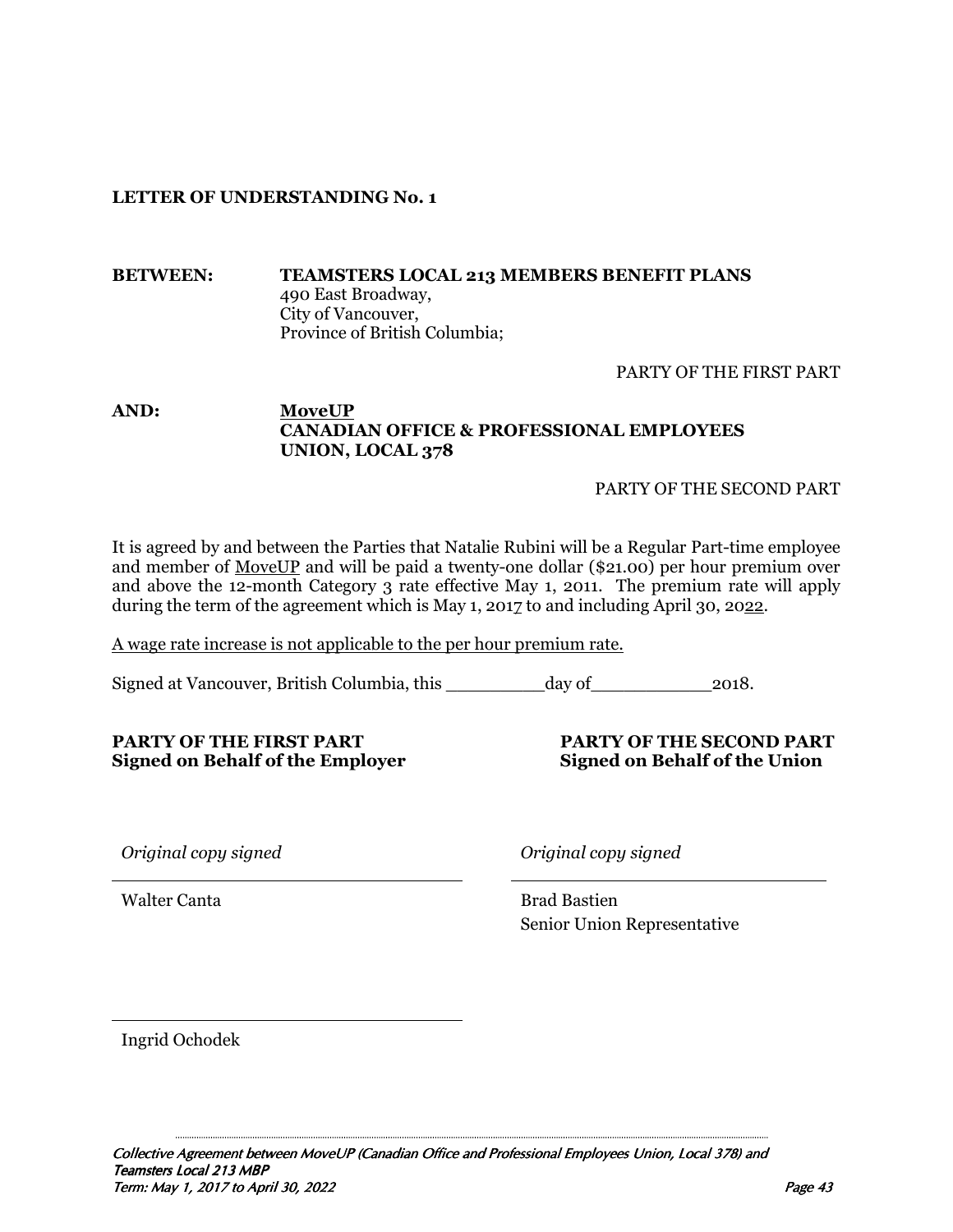**LETTER OF UNDERSTANDING No. 1**

**BETWEEN:** **TEAMSTERS LOCAL 213 MEMBERS BENEFIT PLANS**
490 East Broadway,
City of Vancouver,
Province of British Columbia;

PARTY OF THE FIRST PART

**AND:** **<u>MoveUP</u>**
**CANADIAN OFFICE & PROFESSIONAL EMPLOYEES UNION, LOCAL 378**

PARTY OF THE SECOND PART

It is agreed by and between the Parties that Natalie Rubini will be a Regular Part-time employee and member of <u>MoveUP</u> and will be paid a twenty-one dollar ($21.00) per hour premium over and above the 12-month Category 3 rate effective May 1, 2011. The premium rate will apply during the term of the agreement which is May 1, 201<u>7</u> to and including April 30, 20<u>22</u>.

<u>A wage rate increase is not applicable to the per hour premium rate.</u>

Signed at Vancouver, British Columbia, this _________day of___________2018.

| **PARTY OF THE FIRST PART**<br>**Signed on Behalf of the Employer** | **PARTY OF THE SECOND PART**<br>**Signed on Behalf of the Union** |
|---|---|
| *Original copy signed* | *Original copy signed* |
| Walter Canta | Brad Bastien<br>Senior Union Representative |
| Ingrid Ochodek | |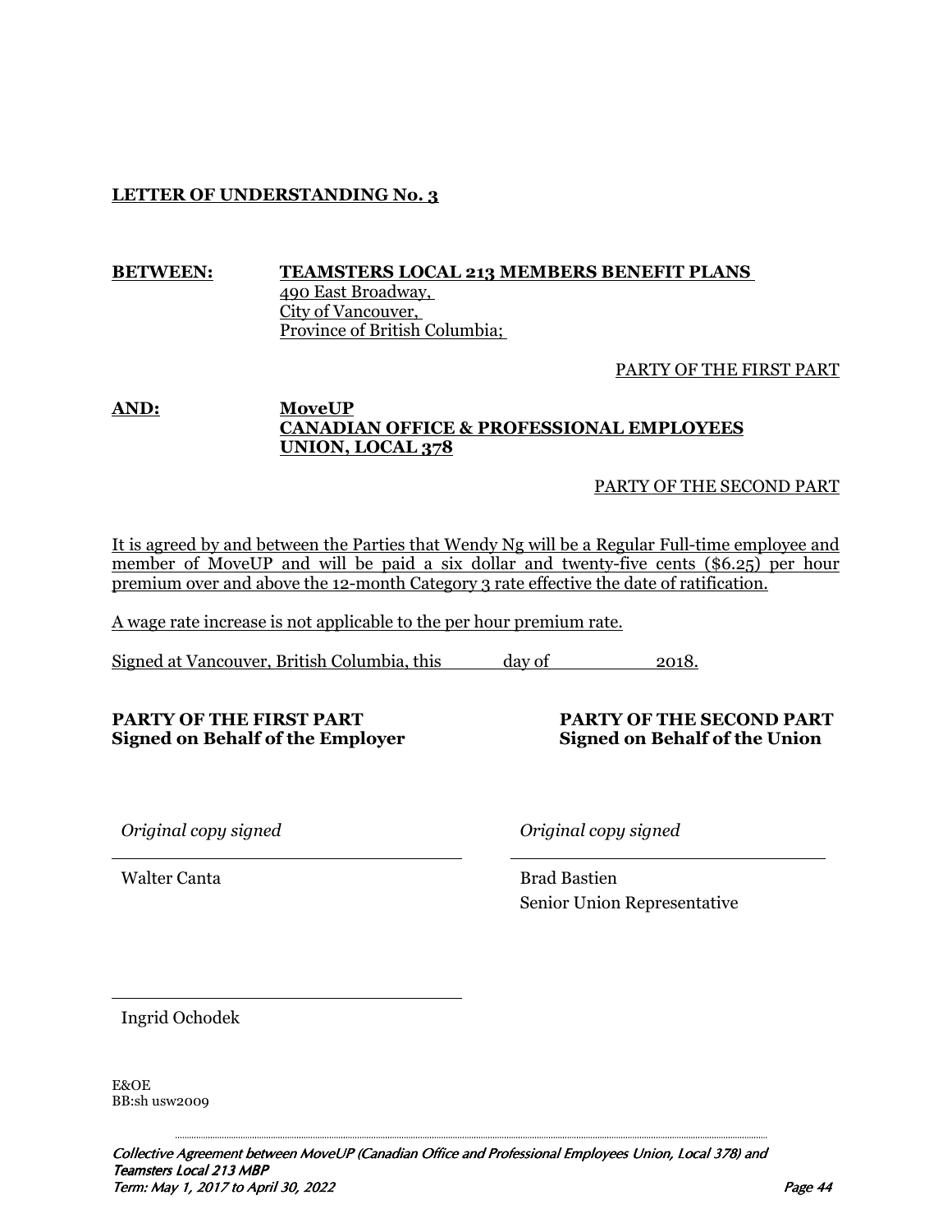**LETTER OF UNDERSTANDING No. 3**

**BETWEEN:** **TEARSTERS LOCAL 213 MEMBERS BENEFIT PLANS**
490 East Broadway,
City of Vancouver,
Province of British Columbia;

PARTY OF THE FIRST PART

**AND:** **MoveUP**
**CANADIAN OFFICE & PROFESSIONAL EMPLOYEES UNION, LOCAL 378**

PARTY OF THE SECOND PART

It is agreed by and between the Parties that Wendy Ng will be a Regular Full-time employee and member of MoveUP and will be paid a six dollar and twenty-five cents ($6.25) per hour premium over and above the 12-month Category 3 rate effective the date of ratification.

A wage rate increase is not applicable to the per hour premium rate.

Signed at Vancouver, British Columbia, this ______ day of __________ 2018.

**PARTY OF THE FIRST PART**
**Signed on Behalf of the Employer**

*Original copy signed*

Walter Canta

Ingrid Ochodek

**PARTY OF THE SECOND PART**
**Signed on Behalf of the Union**

*Original copy signed*

Brad Bastien
Senior Union Representative

E&OE
BB:sh usw2009